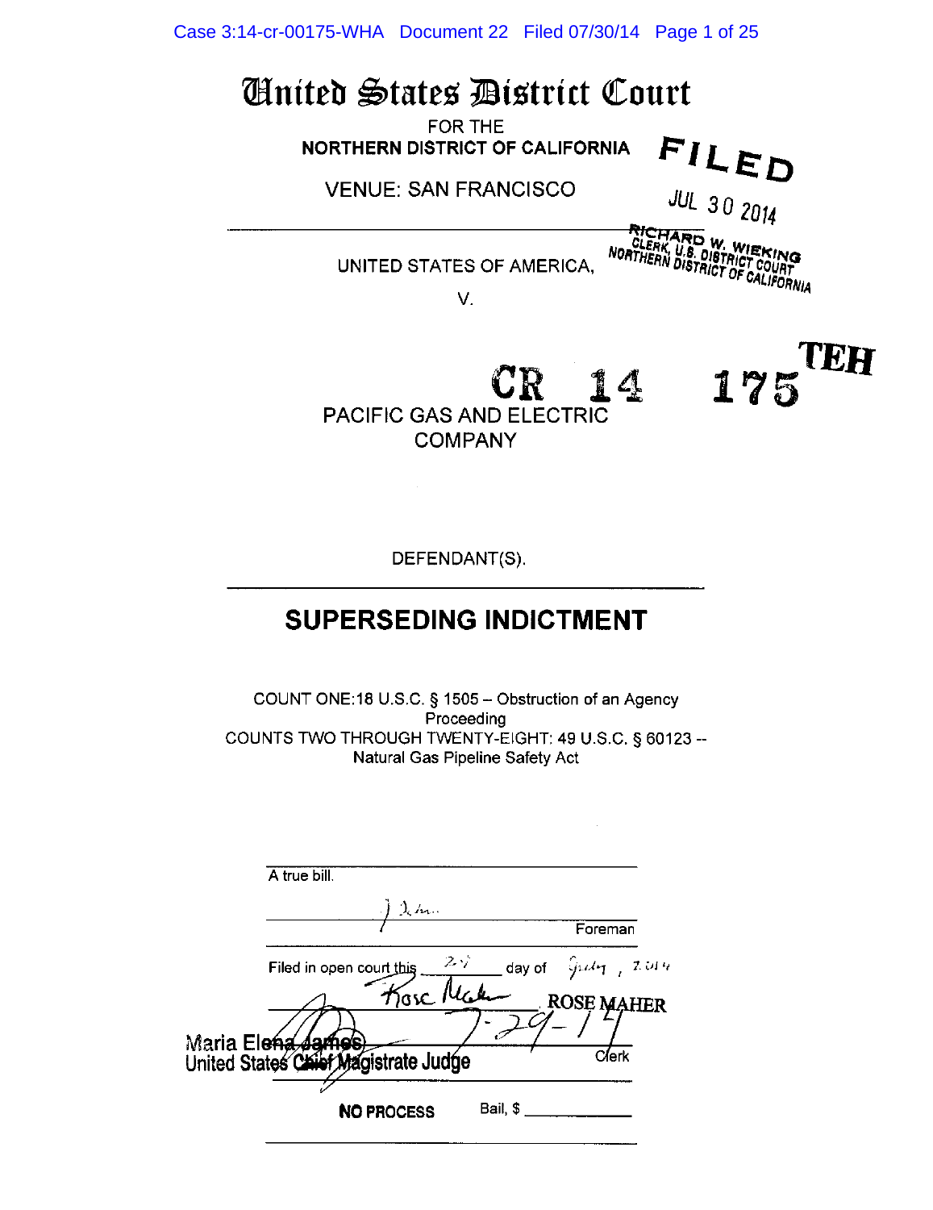# United States District Court

FOR THE
NORTHERN DISTRICT OF CALIFORNIA

VENUE: SAN FRANCISCO

FILED

JUL 30 2014

RICHARD W. WIEKING
CLERK, U.S. DISTRICT COURT
NORTHERN DISTRICT OF CALIFORNIA

---

UNITED STATES OF AMERICA,

V.

CR 14 175 TEH

PACIFIC GAS AND ELECTRIC COMPANY

DEFENDANT(S).

---

## SUPERSEDING INDICTMENT

COUNT ONE: 18 U.S.C. § 1505 – Obstruction of an Agency Proceeding
COUNTS TWO THROUGH TWENTY-EIGHT: 49 U.S.C. § 60123 -- Natural Gas Pipeline Safety Act

A true bill.

_______________ Foreman

Filed in open court this 29 day of July, 2014

Rose Maher — ROSE MAHER

7-29-14

Maria Elena James
United States Chief Magistrate Judge

Clerk

NO PROCESS Bail, $ _______________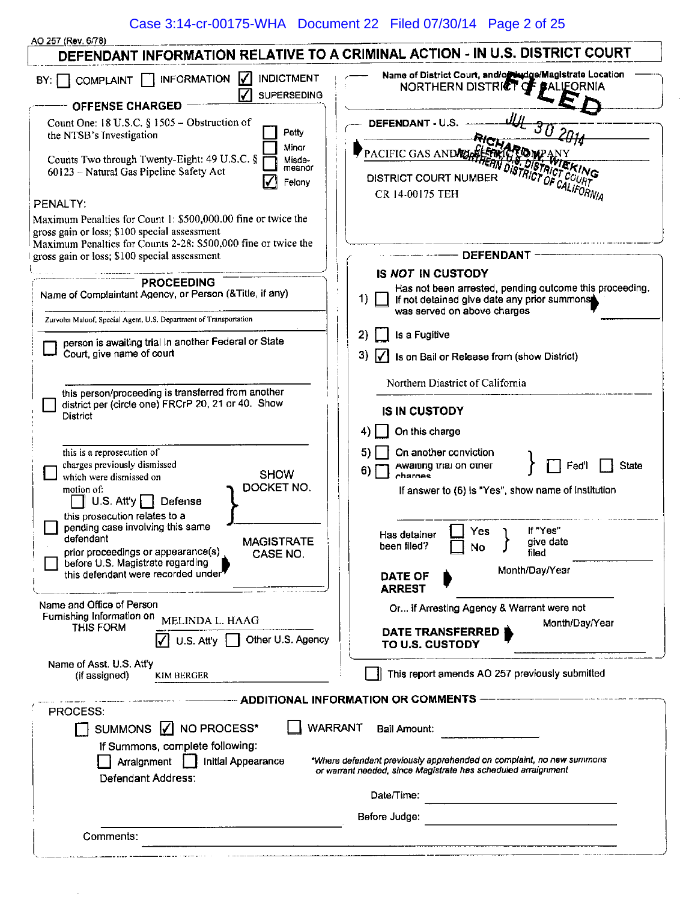AO 257 (Rev. 6/78)

# DEFENDANT INFORMATION RELATIVE TO A CRIMINAL ACTION - IN U.S. DISTRICT COURT

BY: ☐ COMPLAINT ☐ INFORMATION ☑ INDICTMENT ☑ SUPERSEDING

**OFFENSE CHARGED**

Count One: 18 U.S.C. § 1505 – Obstruction of the NTSB's Investigation

Counts Two through Twenty-Eight: 49 U.S.C. § 60123 – Natural Gas Pipeline Safety Act

☐ Petty ☐ Minor ☐ Misdemeanor ☑ Felony

PENALTY:

Maximum Penalties for Count 1: $500,000.00 fine or twice the gross gain or loss; $100 special assessment

Maximum Penalties for Counts 2-28: $500,000 fine or twice the gross gain or loss; $100 special assessment

**PROCEEDING**

Name of Complaintant Agency, or Person (&Title, if any)

Zurvohn Maloof, Special Agent, U.S. Department of Transportation

☐ person is awaiting trial in another Federal or State Court, give name of court

☐ this person/proceeding is transferred from another district per (circle one) FRCrP 20, 21 or 40. Show District

☐ this is a reprosecution of charges previously dismissed which were dismissed on motion of: ☐ U.S. Att'y ☐ Defense — SHOW DOCKET NO.

☐ this prosecution relates to a pending case involving this same defendant

☐ prior proceedings or appearance(s) before U.S. Magistrate regarding this defendant were recorded under — MAGISTRATE CASE NO.

Name and Office of Person Furnishing Information on THIS FORM: MELINDA L. HAAG

☑ U.S. Att'y ☐ Other U.S. Agency

Name of Asst. U.S. Att'y (if assigned): KIM BERGER

Name of District Court, and/or Judge/Magistrate Location: NORTHERN DISTRICT OF CALIFORNIA

FILED JUL 30 2014 RICHARD W. WIEKING CLERK, U.S. DISTRICT COURT NORTHERN DISTRICT OF CALIFORNIA

DEFENDANT - U.S.

PACIFIC GAS AND ELECTRIC COMPANY

DISTRICT COURT NUMBER

CR 14-00175 TEH

**DEFENDANT**

**IS NOT IN CUSTODY**

1) ☐ Has not been arrested, pending outcome this proceeding. If not detained give date any prior summons was served on above charges

2) ☐ Is a Fugitive

3) ☑ Is on Bail or Release from (show District)

Northern District of California

**IS IN CUSTODY**

4) ☐ On this charge

5) ☐ On another conviction

6) ☐ Awaiting trial on other charges

☐ Fed'l ☐ State

If answer to (6) is "Yes", show name of institution

Has detainer been filed? ☐ Yes ☐ No — If "Yes" give date filed

**DATE OF ARREST** — Month/Day/Year

Or... if Arresting Agency & Warrant were not

**DATE TRANSFERRED TO U.S. CUSTODY** — Month/Day/Year

☐ This report amends AO 257 previously submitted

**ADDITIONAL INFORMATION OR COMMENTS**

PROCESS:

☐ SUMMONS ☑ NO PROCESS* ☐ WARRANT Bail Amount:

If Summons, complete following:

☐ Arraignment ☐ Initial Appearance

Defendant Address:

*Where defendant previously apprehended on complaint, no new summons or warrant needed, since Magistrate has scheduled arraignment*

Date/Time:

Before Judge:

Comments: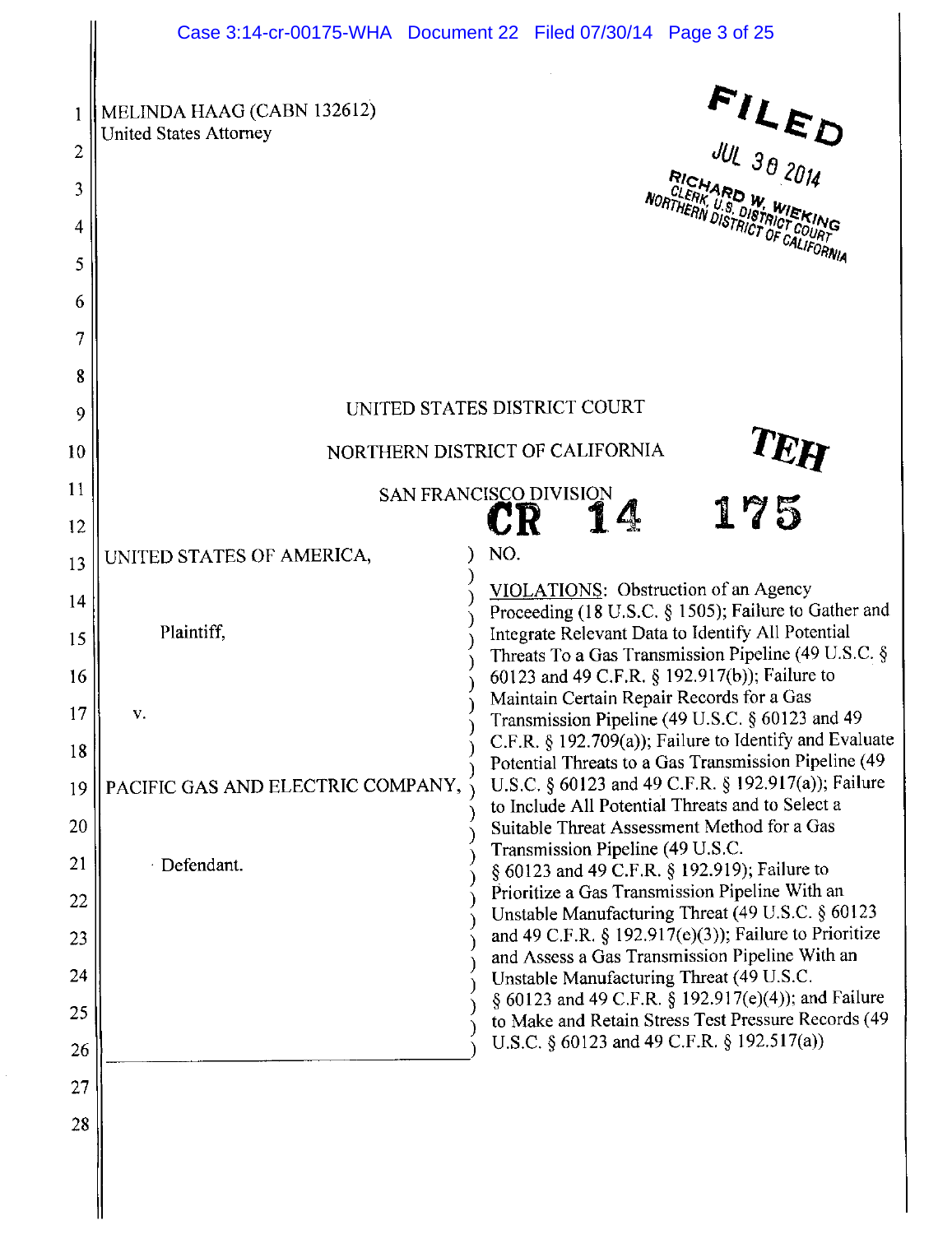MELINDA HAAG (CABN 132612)
United States Attorney

FILED
JUL 30 2014
RICHARD W. WIEKING
CLERK, U.S. DISTRICT COURT
NORTHERN DISTRICT OF CALIFORNIA

UNITED STATES DISTRICT COURT

NORTHERN DISTRICT OF CALIFORNIA

SAN FRANCISCO DIVISION

TEH

CR 14 175

| | |
|---|---|
| UNITED STATES OF AMERICA,<br><br>Plaintiff,<br><br>v.<br><br>PACIFIC GAS AND ELECTRIC COMPANY,<br><br>Defendant. | NO.<br><br>VIOLATIONS: Obstruction of an Agency Proceeding (18 U.S.C. § 1505); Failure to Gather and Integrate Relevant Data to Identify All Potential Threats To a Gas Transmission Pipeline (49 U.S.C. § 60123 and 49 C.F.R. § 192.917(b)); Failure to Maintain Certain Repair Records for a Gas Transmission Pipeline (49 U.S.C. § 60123 and 49 C.F.R. § 192.709(a)); Failure to Identify and Evaluate Potential Threats to a Gas Transmission Pipeline (49 U.S.C. § 60123 and 49 C.F.R. § 192.917(a)); Failure to Include All Potential Threats and to Select a Suitable Threat Assessment Method for a Gas Transmission Pipeline (49 U.S.C. § 60123 and 49 C.F.R. § 192.919); Failure to Prioritize a Gas Transmission Pipeline With an Unstable Manufacturing Threat (49 U.S.C. § 60123 and 49 C.F.R. § 192.917(e)(3)); Failure to Prioritize and Assess a Gas Transmission Pipeline With an Unstable Manufacturing Threat (49 U.S.C. § 60123 and 49 C.F.R. § 192.917(e)(4)); and Failure to Make and Retain Stress Test Pressure Records (49 U.S.C. § 60123 and 49 C.F.R. § 192.517(a)) |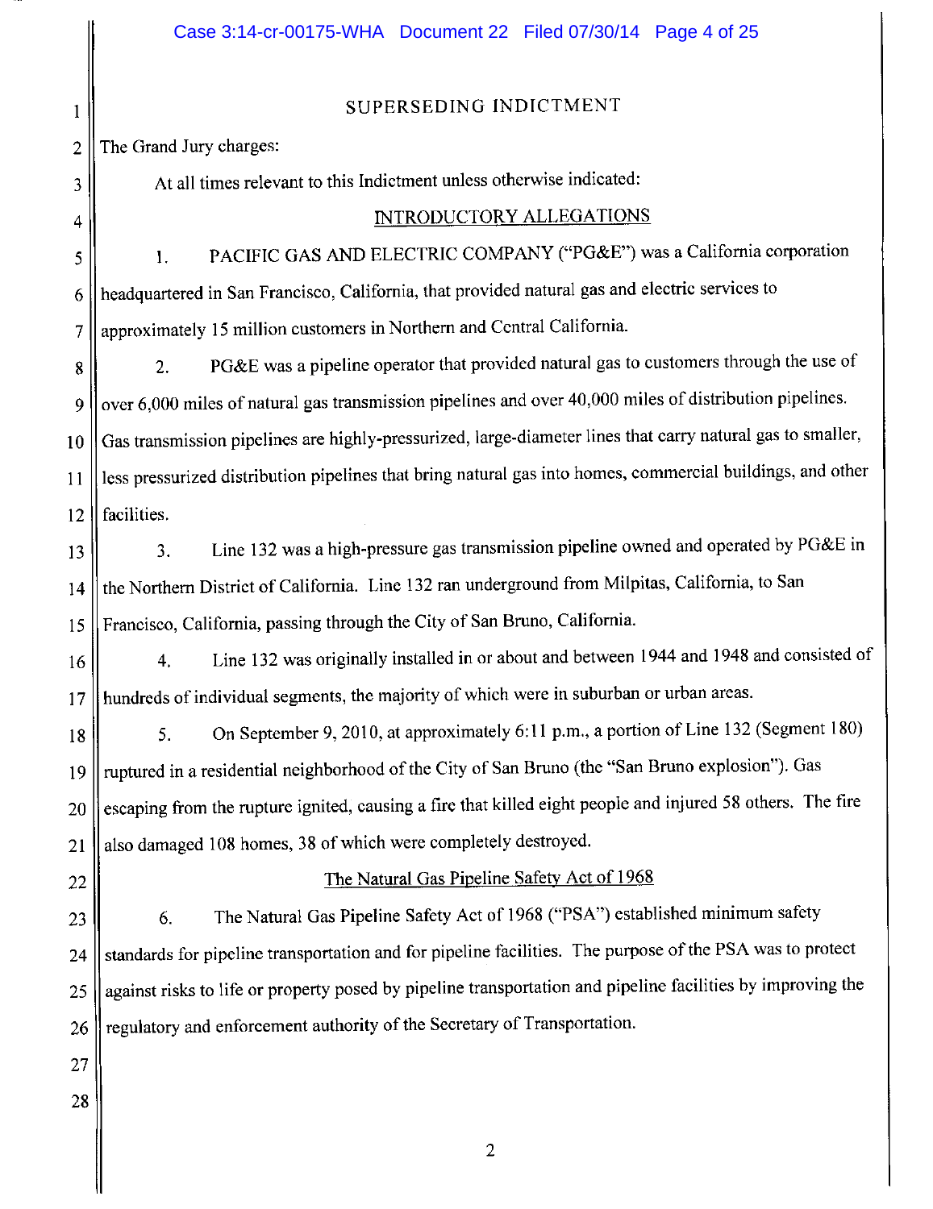# SUPERSEDING INDICTMENT

The Grand Jury charges:

At all times relevant to this Indictment unless otherwise indicated:

## INTRODUCTORY ALLEGATIONS

1. PACIFIC GAS AND ELECTRIC COMPANY ("PG&E") was a California corporation headquartered in San Francisco, California, that provided natural gas and electric services to approximately 15 million customers in Northern and Central California.

2. PG&E was a pipeline operator that provided natural gas to customers through the use of over 6,000 miles of natural gas transmission pipelines and over 40,000 miles of distribution pipelines. Gas transmission pipelines are highly-pressurized, large-diameter lines that carry natural gas to smaller, less pressurized distribution pipelines that bring natural gas into homes, commercial buildings, and other facilities.

3. Line 132 was a high-pressure gas transmission pipeline owned and operated by PG&E in the Northern District of California. Line 132 ran underground from Milpitas, California, to San Francisco, California, passing through the City of San Bruno, California.

4. Line 132 was originally installed in or about and between 1944 and 1948 and consisted of hundreds of individual segments, the majority of which were in suburban or urban areas.

5. On September 9, 2010, at approximately 6:11 p.m., a portion of Line 132 (Segment 180) ruptured in a residential neighborhood of the City of San Bruno (the "San Bruno explosion"). Gas escaping from the rupture ignited, causing a fire that killed eight people and injured 58 others. The fire also damaged 108 homes, 38 of which were completely destroyed.

## The Natural Gas Pipeline Safety Act of 1968

6. The Natural Gas Pipeline Safety Act of 1968 ("PSA") established minimum safety standards for pipeline transportation and for pipeline facilities. The purpose of the PSA was to protect against risks to life or property posed by pipeline transportation and pipeline facilities by improving the regulatory and enforcement authority of the Secretary of Transportation.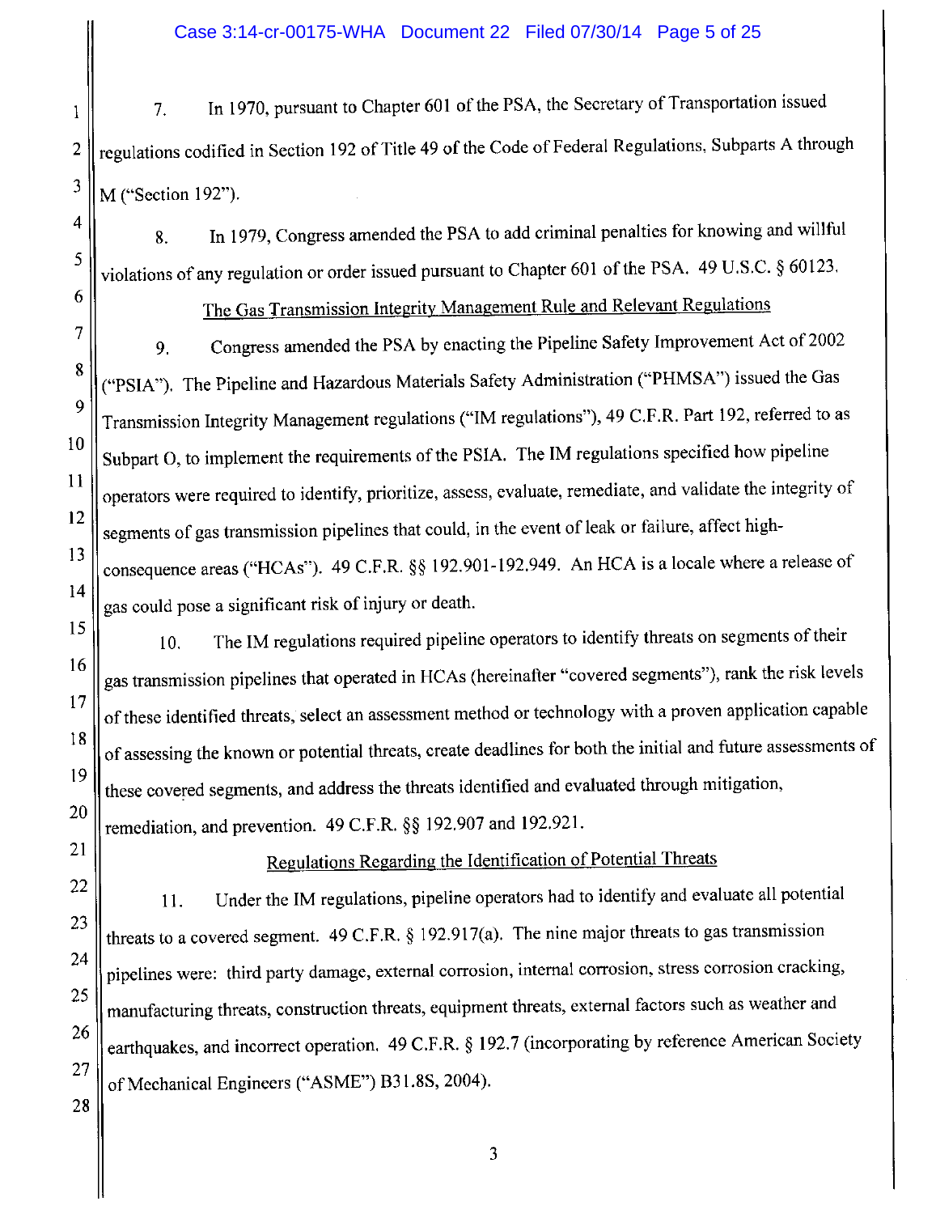7. In 1970, pursuant to Chapter 601 of the PSA, the Secretary of Transportation issued regulations codified in Section 192 of Title 49 of the Code of Federal Regulations, Subparts A through M ("Section 192").

8. In 1979, Congress amended the PSA to add criminal penalties for knowing and willful violations of any regulation or order issued pursuant to Chapter 601 of the PSA. 49 U.S.C. § 60123.

## The Gas Transmission Integrity Management Rule and Relevant Regulations

9. Congress amended the PSA by enacting the Pipeline Safety Improvement Act of 2002 ("PSIA"). The Pipeline and Hazardous Materials Safety Administration ("PHMSA") issued the Gas Transmission Integrity Management regulations ("IM regulations"), 49 C.F.R. Part 192, referred to as Subpart O, to implement the requirements of the PSIA. The IM regulations specified how pipeline operators were required to identify, prioritize, assess, evaluate, remediate, and validate the integrity of segments of gas transmission pipelines that could, in the event of leak or failure, affect high-consequence areas ("HCAs"). 49 C.F.R. §§ 192.901-192.949. An HCA is a locale where a release of gas could pose a significant risk of injury or death.

10. The IM regulations required pipeline operators to identify threats on segments of their gas transmission pipelines that operated in HCAs (hereinafter "covered segments"), rank the risk levels of these identified threats, select an assessment method or technology with a proven application capable of assessing the known or potential threats, create deadlines for both the initial and future assessments of these covered segments, and address the threats identified and evaluated through mitigation, remediation, and prevention. 49 C.F.R. §§ 192.907 and 192.921.

## Regulations Regarding the Identification of Potential Threats

11. Under the IM regulations, pipeline operators had to identify and evaluate all potential threats to a covered segment. 49 C.F.R. § 192.917(a). The nine major threats to gas transmission pipelines were: third party damage, external corrosion, internal corrosion, stress corrosion cracking, manufacturing threats, construction threats, equipment threats, external factors such as weather and earthquakes, and incorrect operation. 49 C.F.R. § 192.7 (incorporating by reference American Society of Mechanical Engineers ("ASME") B31.8S, 2004).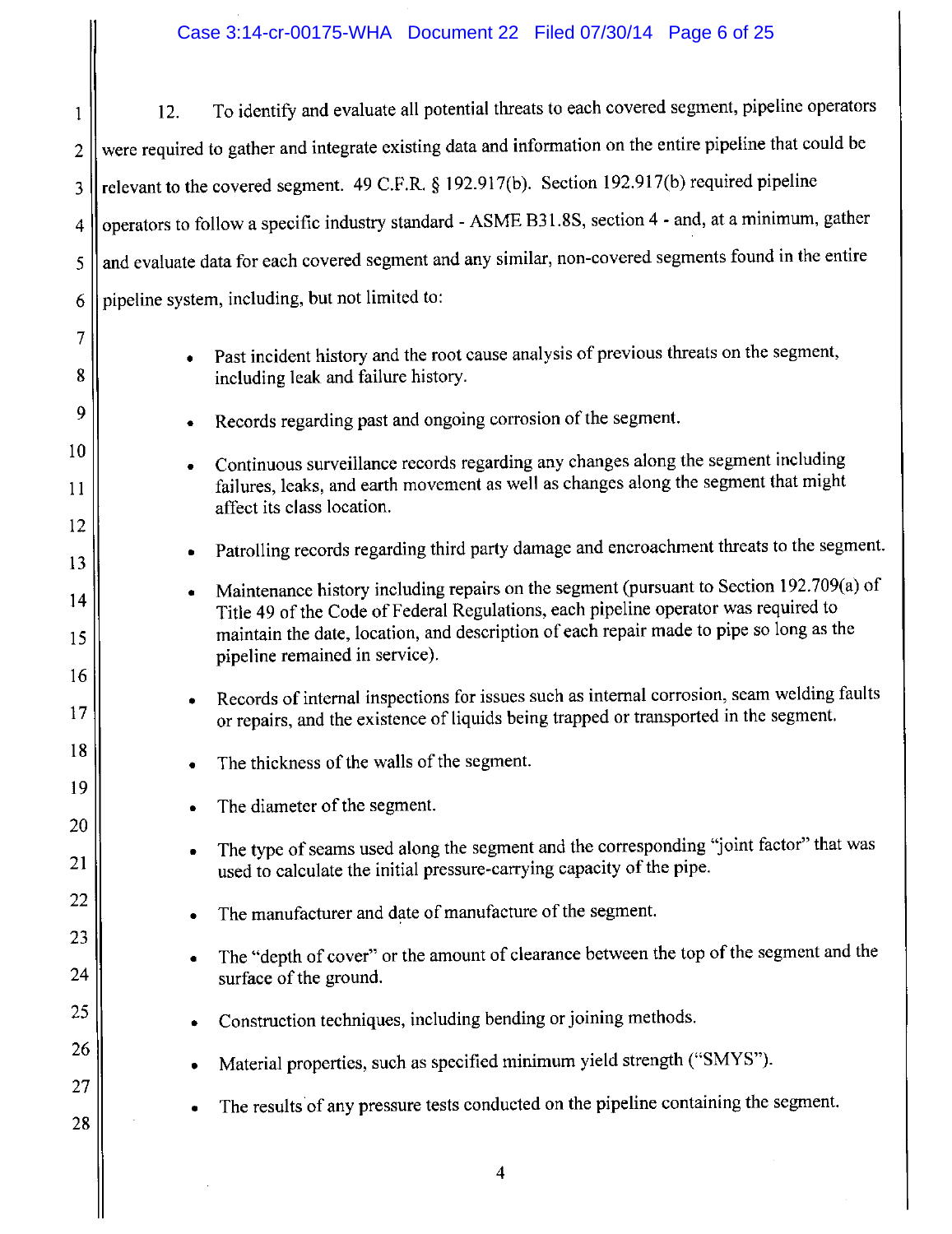12. To identify and evaluate all potential threats to each covered segment, pipeline operators were required to gather and integrate existing data and information on the entire pipeline that could be relevant to the covered segment. 49 C.F.R. § 192.917(b). Section 192.917(b) required pipeline operators to follow a specific industry standard - ASME B31.8S, section 4 - and, at a minimum, gather and evaluate data for each covered segment and any similar, non-covered segments found in the entire pipeline system, including, but not limited to:

- Past incident history and the root cause analysis of previous threats on the segment, including leak and failure history.
- Records regarding past and ongoing corrosion of the segment.
- Continuous surveillance records regarding any changes along the segment including failures, leaks, and earth movement as well as changes along the segment that might affect its class location.
- Patrolling records regarding third party damage and encroachment threats to the segment.
- Maintenance history including repairs on the segment (pursuant to Section 192.709(a) of Title 49 of the Code of Federal Regulations, each pipeline operator was required to maintain the date, location, and description of each repair made to pipe so long as the pipeline remained in service).
- Records of internal inspections for issues such as internal corrosion, seam welding faults or repairs, and the existence of liquids being trapped or transported in the segment.
- The thickness of the walls of the segment.
- The diameter of the segment.
- The type of seams used along the segment and the corresponding "joint factor" that was used to calculate the initial pressure-carrying capacity of the pipe.
- The manufacturer and date of manufacture of the segment.
- The "depth of cover" or the amount of clearance between the top of the segment and the surface of the ground.
- Construction techniques, including bending or joining methods.
- Material properties, such as specified minimum yield strength ("SMYS").
- The results of any pressure tests conducted on the pipeline containing the segment.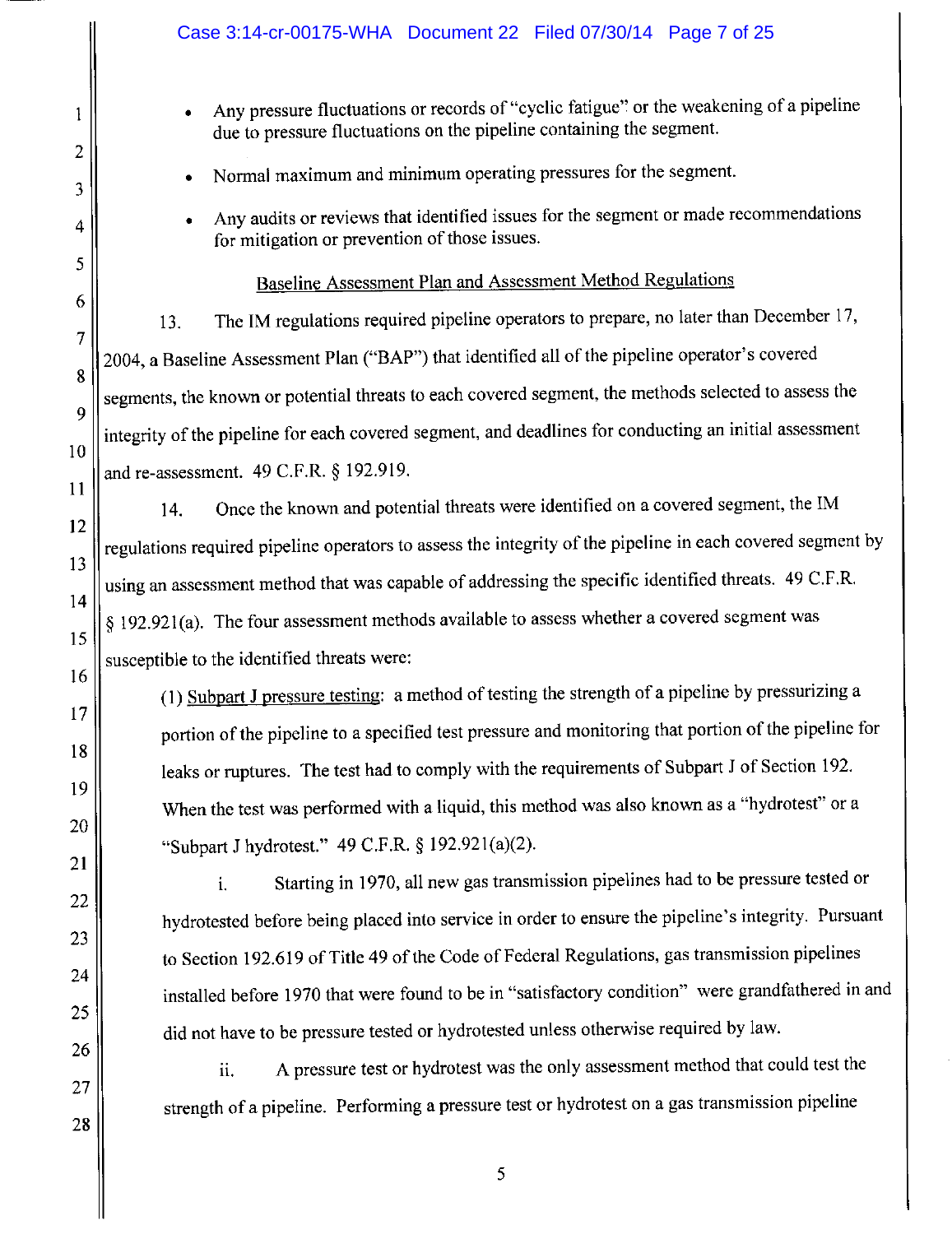- Any pressure fluctuations or records of "cyclic fatigue" or the weakening of a pipeline due to pressure fluctuations on the pipeline containing the segment.
- Normal maximum and minimum operating pressures for the segment.
- Any audits or reviews that identified issues for the segment or made recommendations for mitigation or prevention of those issues.

Baseline Assessment Plan and Assessment Method Regulations

13. The IM regulations required pipeline operators to prepare, no later than December 17, 2004, a Baseline Assessment Plan ("BAP") that identified all of the pipeline operator's covered segments, the known or potential threats to each covered segment, the methods selected to assess the integrity of the pipeline for each covered segment, and deadlines for conducting an initial assessment and re-assessment. 49 C.F.R. § 192.919.

14. Once the known and potential threats were identified on a covered segment, the IM regulations required pipeline operators to assess the integrity of the pipeline in each covered segment by using an assessment method that was capable of addressing the specific identified threats. 49 C.F.R. § 192.921(a). The four assessment methods available to assess whether a covered segment was susceptible to the identified threats were:

(1) Subpart J pressure testing: a method of testing the strength of a pipeline by pressurizing a portion of the pipeline to a specified test pressure and monitoring that portion of the pipeline for leaks or ruptures. The test had to comply with the requirements of Subpart J of Section 192. When the test was performed with a liquid, this method was also known as a "hydrotest" or a "Subpart J hydrotest." 49 C.F.R. § 192.921(a)(2).

i. Starting in 1970, all new gas transmission pipelines had to be pressure tested or hydrotested before being placed into service in order to ensure the pipeline's integrity. Pursuant to Section 192.619 of Title 49 of the Code of Federal Regulations, gas transmission pipelines installed before 1970 that were found to be in "satisfactory condition" were grandfathered in and did not have to be pressure tested or hydrotested unless otherwise required by law.

ii. A pressure test or hydrotest was the only assessment method that could test the strength of a pipeline. Performing a pressure test or hydrotest on a gas transmission pipeline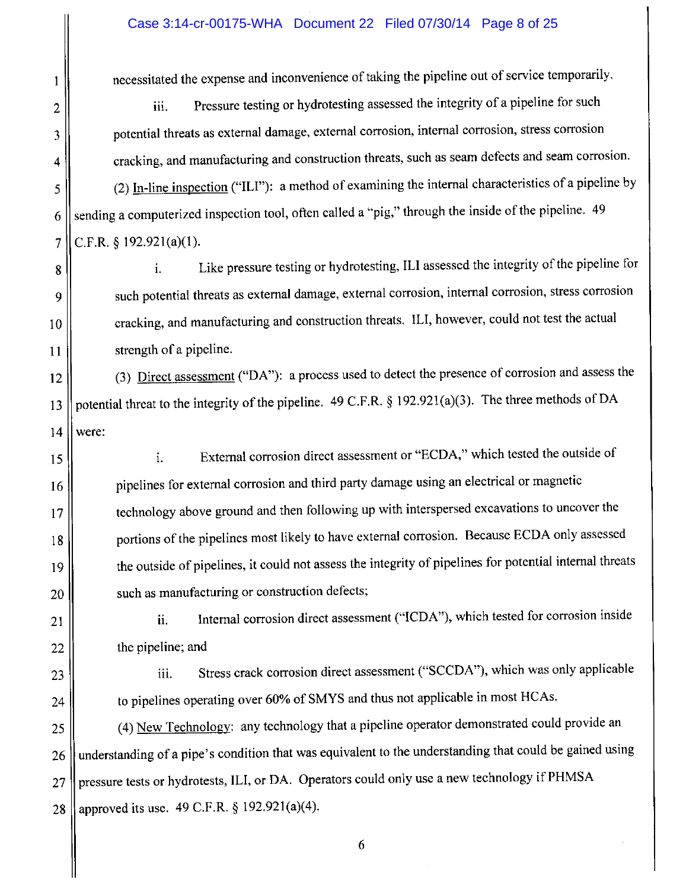necessitated the expense and inconvenience of taking the pipeline out of service temporarily.

iii. Pressure testing or hydrotesting assessed the integrity of a pipeline for such potential threats as external damage, external corrosion, internal corrosion, stress corrosion cracking, and manufacturing and construction threats, such as seam defects and seam corrosion.

(2) In-line inspection ("ILI"): a method of examining the internal characteristics of a pipeline by sending a computerized inspection tool, often called a "pig," through the inside of the pipeline. 49 C.F.R. § 192.921(a)(1).

i. Like pressure testing or hydrotesting, ILI assessed the integrity of the pipeline for such potential threats as external damage, external corrosion, internal corrosion, stress corrosion cracking, and manufacturing and construction threats. ILI, however, could not test the actual strength of a pipeline.

(3) Direct assessment ("DA"): a process used to detect the presence of corrosion and assess the potential threat to the integrity of the pipeline. 49 C.F.R. § 192.921(a)(3). The three methods of DA were:

i. External corrosion direct assessment or "ECDA," which tested the outside of pipelines for external corrosion and third party damage using an electrical or magnetic technology above ground and then following up with interspersed excavations to uncover the portions of the pipelines most likely to have external corrosion. Because ECDA only assessed the outside of pipelines, it could not assess the integrity of pipelines for potential internal threats such as manufacturing or construction defects;

ii. Internal corrosion direct assessment ("ICDA"), which tested for corrosion inside the pipeline; and

iii. Stress crack corrosion direct assessment ("SCCDA"), which was only applicable to pipelines operating over 60% of SMYS and thus not applicable in most HCAs.

(4) New Technology: any technology that a pipeline operator demonstrated could provide an understanding of a pipe's condition that was equivalent to the understanding that could be gained using pressure tests or hydrotests, ILI, or DA. Operators could only use a new technology if PHMSA approved its use. 49 C.F.R. § 192.921(a)(4).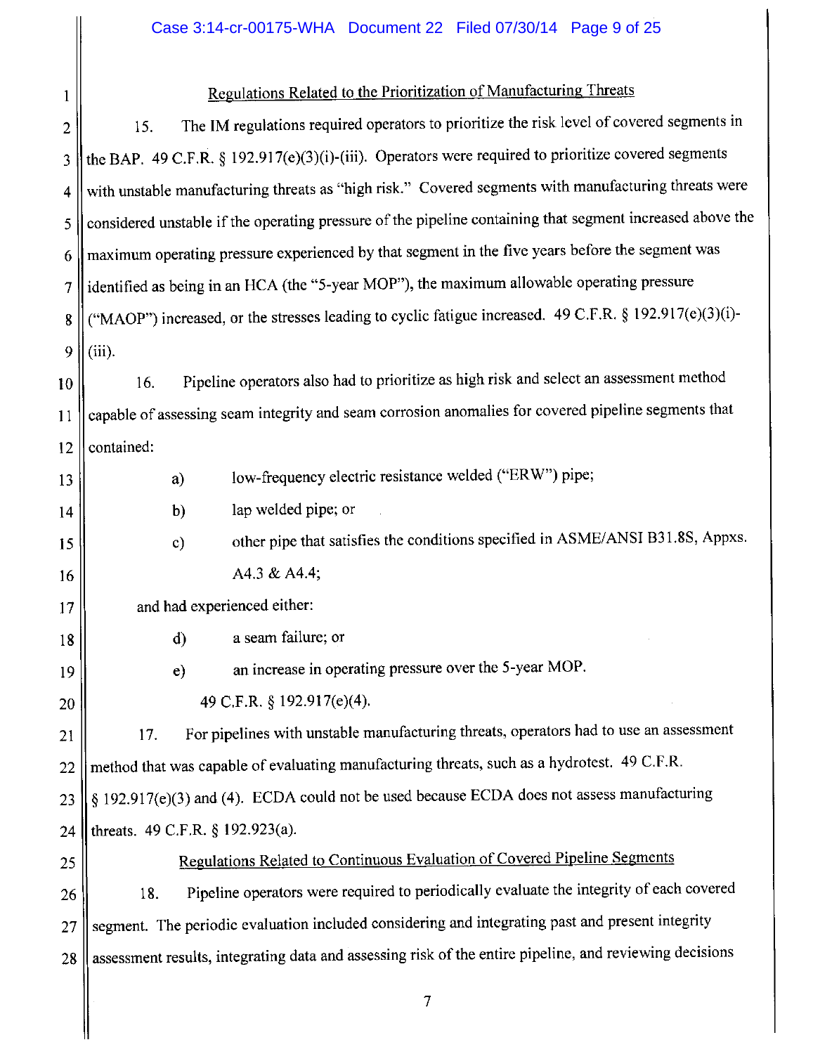## Regulations Related to the Prioritization of Manufacturing Threats

15. The IM regulations required operators to prioritize the risk level of covered segments in the BAP. 49 C.F.R. § 192.917(e)(3)(i)-(iii). Operators were required to prioritize covered segments with unstable manufacturing threats as "high risk." Covered segments with manufacturing threats were considered unstable if the operating pressure of the pipeline containing that segment increased above the maximum operating pressure experienced by that segment in the five years before the segment was identified as being in an HCA (the "5-year MOP"), the maximum allowable operating pressure ("MAOP") increased, or the stresses leading to cyclic fatigue increased. 49 C.F.R. § 192.917(e)(3)(i)-(iii).

16. Pipeline operators also had to prioritize as high risk and select an assessment method capable of assessing seam integrity and seam corrosion anomalies for covered pipeline segments that contained:

a) low-frequency electric resistance welded ("ERW") pipe;

b) lap welded pipe; or

c) other pipe that satisfies the conditions specified in ASME/ANSI B31.8S, Appxs. A4.3 & A4.4;

and had experienced either:

d) a seam failure; or

e) an increase in operating pressure over the 5-year MOP.

49 C.F.R. § 192.917(e)(4).

17. For pipelines with unstable manufacturing threats, operators had to use an assessment method that was capable of evaluating manufacturing threats, such as a hydrotest. 49 C.F.R. § 192.917(e)(3) and (4). ECDA could not be used because ECDA does not assess manufacturing threats. 49 C.F.R. § 192.923(a).

## Regulations Related to Continuous Evaluation of Covered Pipeline Segments

18. Pipeline operators were required to periodically evaluate the integrity of each covered segment. The periodic evaluation included considering and integrating past and present integrity assessment results, integrating data and assessing risk of the entire pipeline, and reviewing decisions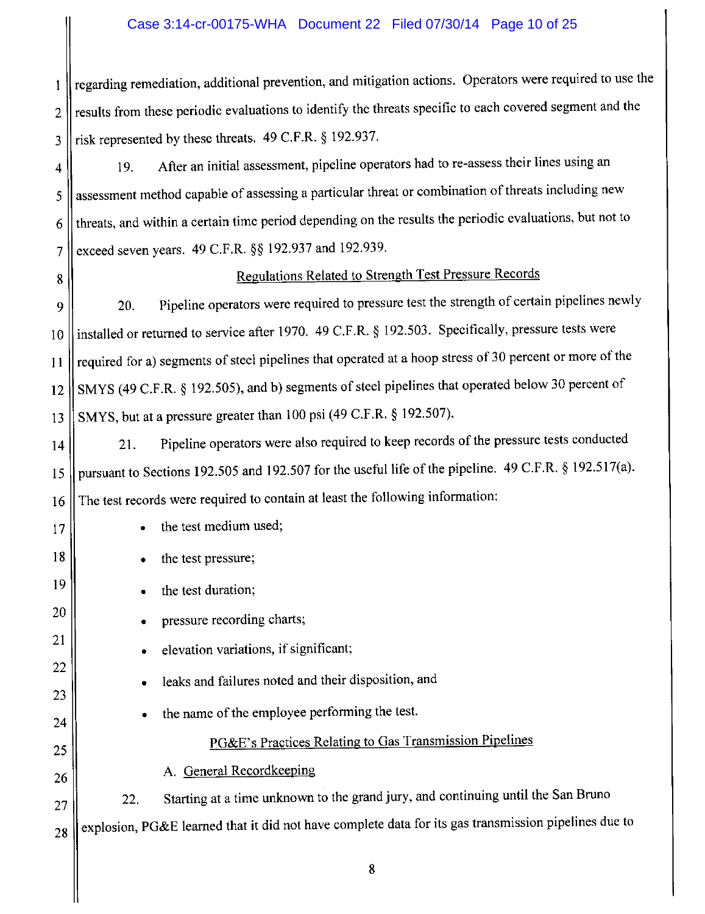regarding remediation, additional prevention, and mitigation actions. Operators were required to use the results from these periodic evaluations to identify the threats specific to each covered segment and the risk represented by these threats. 49 C.F.R. § 192.937.

19. After an initial assessment, pipeline operators had to re-assess their lines using an assessment method capable of assessing a particular threat or combination of threats including new threats, and within a certain time period depending on the results the periodic evaluations, but not to exceed seven years. 49 C.F.R. §§ 192.937 and 192.939.

## Regulations Related to Strength Test Pressure Records

20. Pipeline operators were required to pressure test the strength of certain pipelines newly installed or returned to service after 1970. 49 C.F.R. § 192.503. Specifically, pressure tests were required for a) segments of steel pipelines that operated at a hoop stress of 30 percent or more of the SMYS (49 C.F.R. § 192.505), and b) segments of steel pipelines that operated below 30 percent of SMYS, but at a pressure greater than 100 psi (49 C.F.R. § 192.507).

21. Pipeline operators were also required to keep records of the pressure tests conducted pursuant to Sections 192.505 and 192.507 for the useful life of the pipeline. 49 C.F.R. § 192.517(a). The test records were required to contain at least the following information:

- the test medium used;
- the test pressure;
- the test duration;
- pressure recording charts;
- elevation variations, if significant;
- leaks and failures noted and their disposition, and
- the name of the employee performing the test.

## PG&E's Practices Relating to Gas Transmission Pipelines

### A. General Recordkeeping

22. Starting at a time unknown to the grand jury, and continuing until the San Bruno explosion, PG&E learned that it did not have complete data for its gas transmission pipelines due to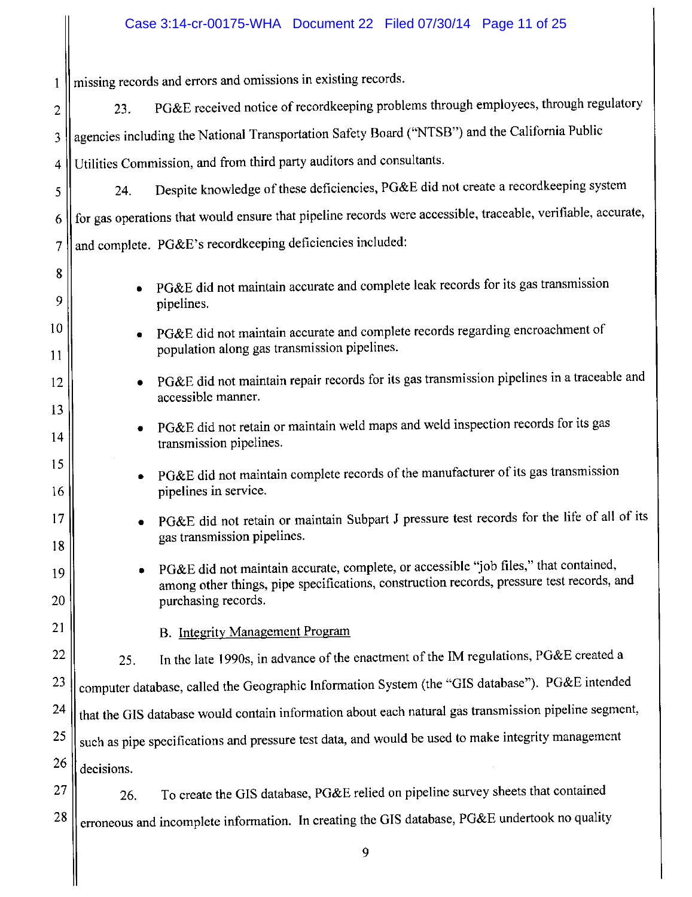missing records and errors and omissions in existing records.

23. PG&E received notice of recordkeeping problems through employees, through regulatory agencies including the National Transportation Safety Board ("NTSB") and the California Public Utilities Commission, and from third party auditors and consultants.

24. Despite knowledge of these deficiencies, PG&E did not create a recordkeeping system for gas operations that would ensure that pipeline records were accessible, traceable, verifiable, accurate, and complete. PG&E's recordkeeping deficiencies included:

- PG&E did not maintain accurate and complete leak records for its gas transmission pipelines.
- PG&E did not maintain accurate and complete records regarding encroachment of population along gas transmission pipelines.
- PG&E did not maintain repair records for its gas transmission pipelines in a traceable and accessible manner.
- PG&E did not retain or maintain weld maps and weld inspection records for its gas transmission pipelines.
- PG&E did not maintain complete records of the manufacturer of its gas transmission pipelines in service.
- PG&E did not retain or maintain Subpart J pressure test records for the life of all of its gas transmission pipelines.
- PG&E did not maintain accurate, complete, or accessible "job files," that contained, among other things, pipe specifications, construction records, pressure test records, and purchasing records.

B. Integrity Management Program

25. In the late 1990s, in advance of the enactment of the IM regulations, PG&E created a computer database, called the Geographic Information System (the "GIS database"). PG&E intended that the GIS database would contain information about each natural gas transmission pipeline segment, such as pipe specifications and pressure test data, and would be used to make integrity management decisions.

26. To create the GIS database, PG&E relied on pipeline survey sheets that contained erroneous and incomplete information. In creating the GIS database, PG&E undertook no quality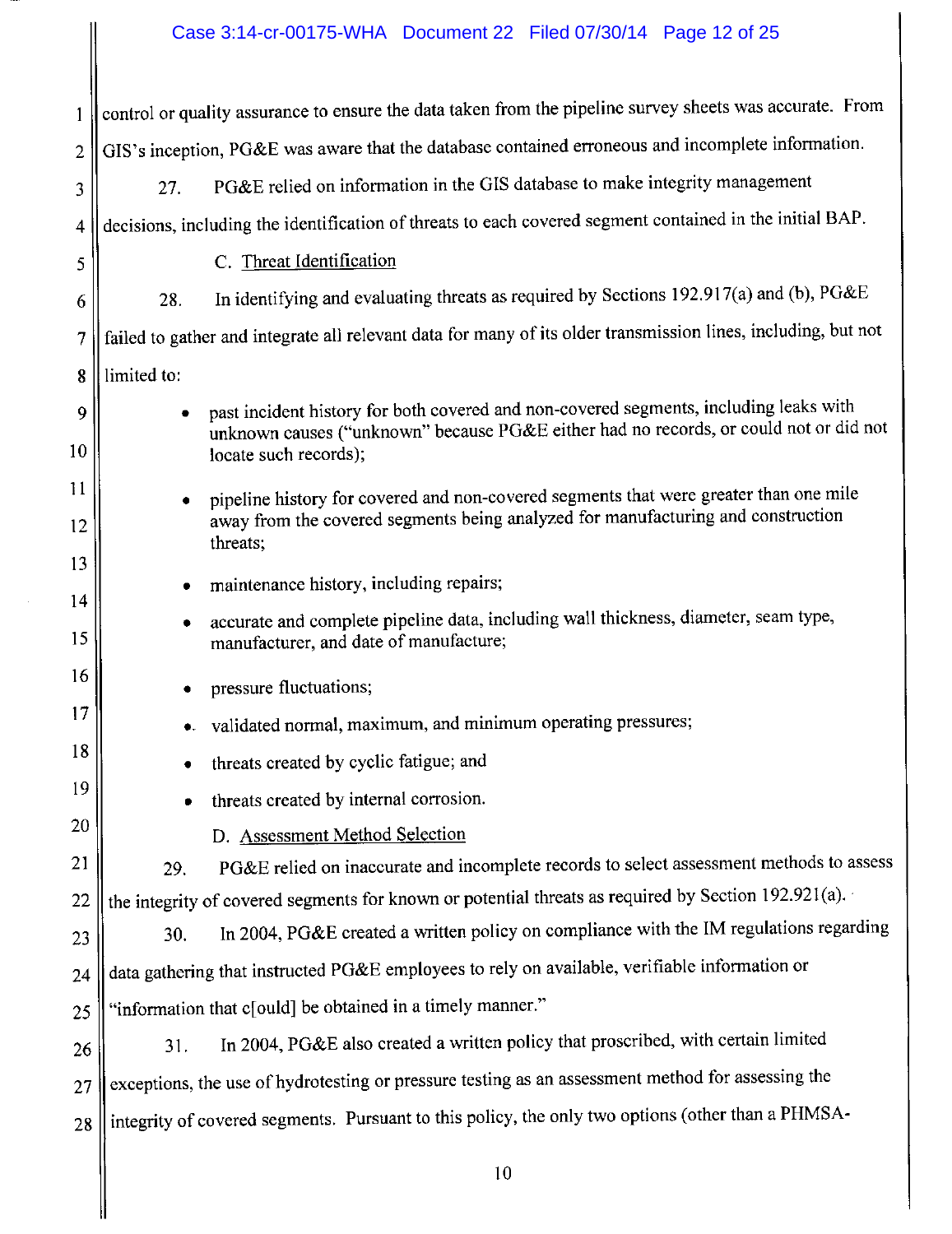control or quality assurance to ensure the data taken from the pipeline survey sheets was accurate. From GIS's inception, PG&E was aware that the database contained erroneous and incomplete information.

27. PG&E relied on information in the GIS database to make integrity management decisions, including the identification of threats to each covered segment contained in the initial BAP.

C. Threat Identification

28. In identifying and evaluating threats as required by Sections 192.917(a) and (b), PG&E failed to gather and integrate all relevant data for many of its older transmission lines, including, but not limited to:

- past incident history for both covered and non-covered segments, including leaks with unknown causes ("unknown" because PG&E either had no records, or could not or did not locate such records);
- pipeline history for covered and non-covered segments that were greater than one mile away from the covered segments being analyzed for manufacturing and construction threats;
- maintenance history, including repairs;
- accurate and complete pipeline data, including wall thickness, diameter, seam type, manufacturer, and date of manufacture;
- pressure fluctuations;
- validated normal, maximum, and minimum operating pressures;
- threats created by cyclic fatigue; and
- threats created by internal corrosion.

D. Assessment Method Selection

29. PG&E relied on inaccurate and incomplete records to select assessment methods to assess the integrity of covered segments for known or potential threats as required by Section 192.921(a).

30. In 2004, PG&E created a written policy on compliance with the IM regulations regarding data gathering that instructed PG&E employees to rely on available, verifiable information or "information that c[ould] be obtained in a timely manner."

31. In 2004, PG&E also created a written policy that proscribed, with certain limited exceptions, the use of hydrotesting or pressure testing as an assessment method for assessing the integrity of covered segments. Pursuant to this policy, the only two options (other than a PHMSA-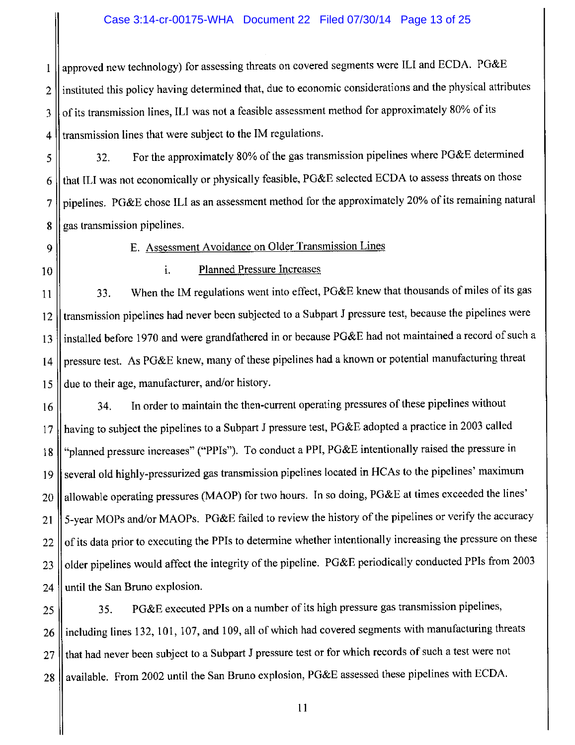approved new technology) for assessing threats on covered segments were ILI and ECDA. PG&E instituted this policy having determined that, due to economic considerations and the physical attributes of its transmission lines, ILI was not a feasible assessment method for approximately 80% of its transmission lines that were subject to the IM regulations.

32. For the approximately 80% of the gas transmission pipelines where PG&E determined that ILI was not economically or physically feasible, PG&E selected ECDA to assess threats on those pipelines. PG&E chose ILI as an assessment method for the approximately 20% of its remaining natural gas transmission pipelines.

E. Assessment Avoidance on Older Transmission Lines

i. Planned Pressure Increases

33. When the IM regulations went into effect, PG&E knew that thousands of miles of its gas transmission pipelines had never been subjected to a Subpart J pressure test, because the pipelines were installed before 1970 and were grandfathered in or because PG&E had not maintained a record of such a pressure test. As PG&E knew, many of these pipelines had a known or potential manufacturing threat due to their age, manufacturer, and/or history.

34. In order to maintain the then-current operating pressures of these pipelines without having to subject the pipelines to a Subpart J pressure test, PG&E adopted a practice in 2003 called "planned pressure increases" ("PPIs"). To conduct a PPI, PG&E intentionally raised the pressure in several old highly-pressurized gas transmission pipelines located in HCAs to the pipelines' maximum allowable operating pressures (MAOP) for two hours. In so doing, PG&E at times exceeded the lines' 5-year MOPs and/or MAOPs. PG&E failed to review the history of the pipelines or verify the accuracy of its data prior to executing the PPIs to determine whether intentionally increasing the pressure on these older pipelines would affect the integrity of the pipeline. PG&E periodically conducted PPIs from 2003 until the San Bruno explosion.

35. PG&E executed PPIs on a number of its high pressure gas transmission pipelines, including lines 132, 101, 107, and 109, all of which had covered segments with manufacturing threats that had never been subject to a Subpart J pressure test or for which records of such a test were not available. From 2002 until the San Bruno explosion, PG&E assessed these pipelines with ECDA.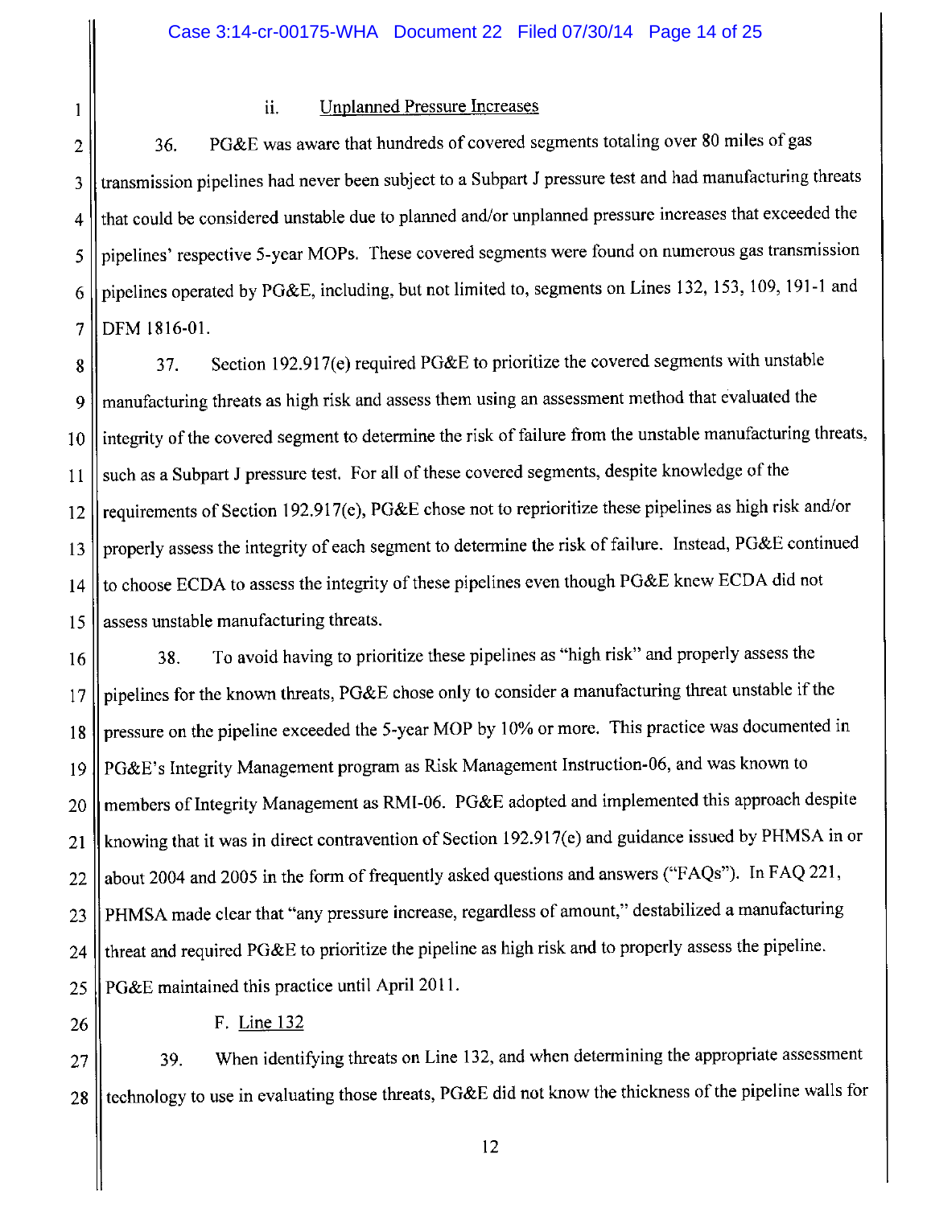### ii. Unplanned Pressure Increases

36. PG&E was aware that hundreds of covered segments totaling over 80 miles of gas transmission pipelines had never been subject to a Subpart J pressure test and had manufacturing threats that could be considered unstable due to planned and/or unplanned pressure increases that exceeded the pipelines' respective 5-year MOPs. These covered segments were found on numerous gas transmission pipelines operated by PG&E, including, but not limited to, segments on Lines 132, 153, 109, 191-1 and DFM 1816-01.

37. Section 192.917(e) required PG&E to prioritize the covered segments with unstable manufacturing threats as high risk and assess them using an assessment method that evaluated the integrity of the covered segment to determine the risk of failure from the unstable manufacturing threats, such as a Subpart J pressure test. For all of these covered segments, despite knowledge of the requirements of Section 192.917(e), PG&E chose not to reprioritize these pipelines as high risk and/or properly assess the integrity of each segment to determine the risk of failure. Instead, PG&E continued to choose ECDA to assess the integrity of these pipelines even though PG&E knew ECDA did not assess unstable manufacturing threats.

38. To avoid having to prioritize these pipelines as "high risk" and properly assess the pipelines for the known threats, PG&E chose only to consider a manufacturing threat unstable if the pressure on the pipeline exceeded the 5-year MOP by 10% or more. This practice was documented in PG&E's Integrity Management program as Risk Management Instruction-06, and was known to members of Integrity Management as RMI-06. PG&E adopted and implemented this approach despite knowing that it was in direct contravention of Section 192.917(e) and guidance issued by PHMSA in or about 2004 and 2005 in the form of frequently asked questions and answers ("FAQs"). In FAQ 221, PHMSA made clear that "any pressure increase, regardless of amount," destabilized a manufacturing threat and required PG&E to prioritize the pipeline as high risk and to properly assess the pipeline. PG&E maintained this practice until April 2011.

### F. Line 132

39. When identifying threats on Line 132, and when determining the appropriate assessment technology to use in evaluating those threats, PG&E did not know the thickness of the pipeline walls for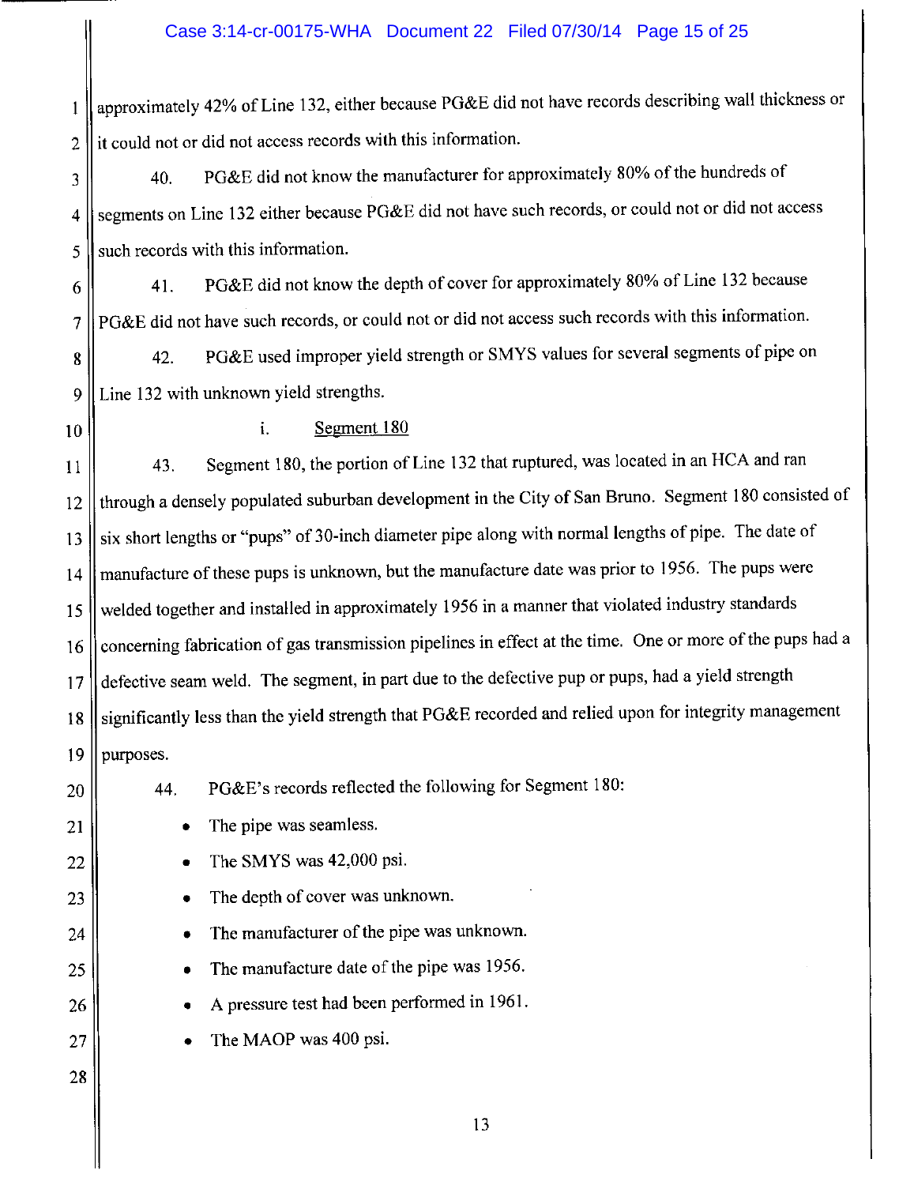approximately 42% of Line 132, either because PG&E did not have records describing wall thickness or it could not or did not access records with this information.

40. PG&E did not know the manufacturer for approximately 80% of the hundreds of segments on Line 132 either because PG&E did not have such records, or could not or did not access such records with this information.

41. PG&E did not know the depth of cover for approximately 80% of Line 132 because PG&E did not have such records, or could not or did not access such records with this information.

42. PG&E used improper yield strength or SMYS values for several segments of pipe on Line 132 with unknown yield strengths.

i. Segment 180

43. Segment 180, the portion of Line 132 that ruptured, was located in an HCA and ran through a densely populated suburban development in the City of San Bruno. Segment 180 consisted of six short lengths or "pups" of 30-inch diameter pipe along with normal lengths of pipe. The date of manufacture of these pups is unknown, but the manufacture date was prior to 1956. The pups were welded together and installed in approximately 1956 in a manner that violated industry standards concerning fabrication of gas transmission pipelines in effect at the time. One or more of the pups had a defective seam weld. The segment, in part due to the defective pup or pups, had a yield strength significantly less than the yield strength that PG&E recorded and relied upon for integrity management purposes.

44. PG&E's records reflected the following for Segment 180:

- The pipe was seamless.
- The SMYS was 42,000 psi.
- The depth of cover was unknown.
- The manufacturer of the pipe was unknown.
- The manufacture date of the pipe was 1956.
- A pressure test had been performed in 1961.
- The MAOP was 400 psi.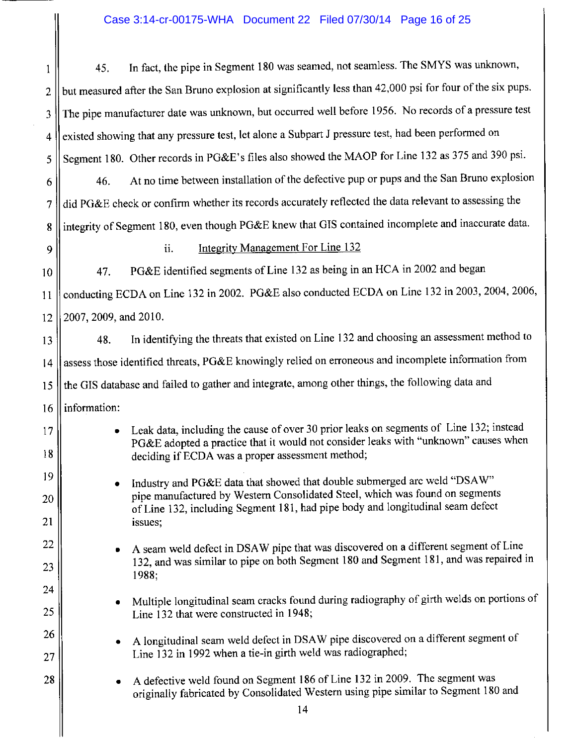45. In fact, the pipe in Segment 180 was seamed, not seamless. The SMYS was unknown, but measured after the San Bruno explosion at significantly less than 42,000 psi for four of the six pups. The pipe manufacturer date was unknown, but occurred well before 1956. No records of a pressure test existed showing that any pressure test, let alone a Subpart J pressure test, had been performed on Segment 180. Other records in PG&E's files also showed the MAOP for Line 132 as 375 and 390 psi.

46. At no time between installation of the defective pup or pups and the San Bruno explosion did PG&E check or confirm whether its records accurately reflected the data relevant to assessing the integrity of Segment 180, even though PG&E knew that GIS contained incomplete and inaccurate data.

ii. Integrity Management For Line 132

47. PG&E identified segments of Line 132 as being in an HCA in 2002 and began conducting ECDA on Line 132 in 2002. PG&E also conducted ECDA on Line 132 in 2003, 2004, 2006, 2007, 2009, and 2010.

48. In identifying the threats that existed on Line 132 and choosing an assessment method to assess those identified threats, PG&E knowingly relied on erroneous and incomplete information from the GIS database and failed to gather and integrate, among other things, the following data and information:

- Leak data, including the cause of over 30 prior leaks on segments of Line 132; instead PG&E adopted a practice that it would not consider leaks with "unknown" causes when deciding if ECDA was a proper assessment method;
- Industry and PG&E data that showed that double submerged arc weld "DSAW" pipe manufactured by Western Consolidated Steel, which was found on segments of Line 132, including Segment 181, had pipe body and longitudinal seam defect issues;
- A seam weld defect in DSAW pipe that was discovered on a different segment of Line 132, and was similar to pipe on both Segment 180 and Segment 181, and was repaired in 1988;
- Multiple longitudinal seam cracks found during radiography of girth welds on portions of Line 132 that were constructed in 1948;
- A longitudinal seam weld defect in DSAW pipe discovered on a different segment of Line 132 in 1992 when a tie-in girth weld was radiographed;
- A defective weld found on Segment 186 of Line 132 in 2009. The segment was originally fabricated by Consolidated Western using pipe similar to Segment 180 and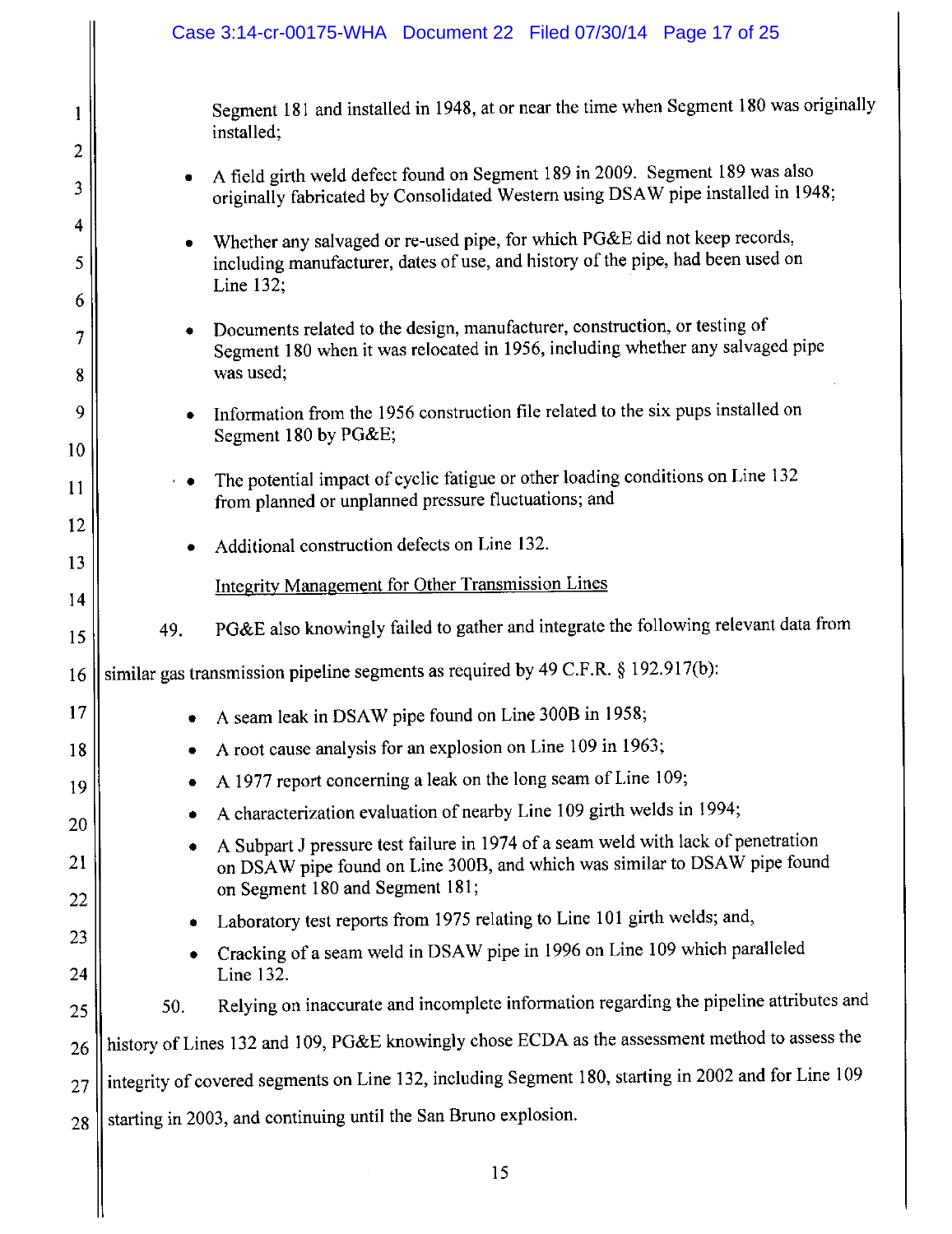Segment 181 and installed in 1948, at or near the time when Segment 180 was originally installed;

- A field girth weld defect found on Segment 189 in 2009. Segment 189 was also originally fabricated by Consolidated Western using DSAW pipe installed in 1948;
- Whether any salvaged or re-used pipe, for which PG&E did not keep records, including manufacturer, dates of use, and history of the pipe, had been used on Line 132;
- Documents related to the design, manufacturer, construction, or testing of Segment 180 when it was relocated in 1956, including whether any salvaged pipe was used;
- Information from the 1956 construction file related to the six pups installed on Segment 180 by PG&E;
- The potential impact of cyclic fatigue or other loading conditions on Line 132 from planned or unplanned pressure fluctuations; and
- Additional construction defects on Line 132.

Integrity Management for Other Transmission Lines

49. PG&E also knowingly failed to gather and integrate the following relevant data from similar gas transmission pipeline segments as required by 49 C.F.R. § 192.917(b):

- A seam leak in DSAW pipe found on Line 300B in 1958;
- A root cause analysis for an explosion on Line 109 in 1963;
- A 1977 report concerning a leak on the long seam of Line 109;
- A characterization evaluation of nearby Line 109 girth welds in 1994;
- A Subpart J pressure test failure in 1974 of a seam weld with lack of penetration on DSAW pipe found on Line 300B, and which was similar to DSAW pipe found on Segment 180 and Segment 181;
- Laboratory test reports from 1975 relating to Line 101 girth welds; and,
- Cracking of a seam weld in DSAW pipe in 1996 on Line 109 which paralleled Line 132.

50. Relying on inaccurate and incomplete information regarding the pipeline attributes and history of Lines 132 and 109, PG&E knowingly chose ECDA as the assessment method to assess the integrity of covered segments on Line 132, including Segment 180, starting in 2002 and for Line 109 starting in 2003, and continuing until the San Bruno explosion.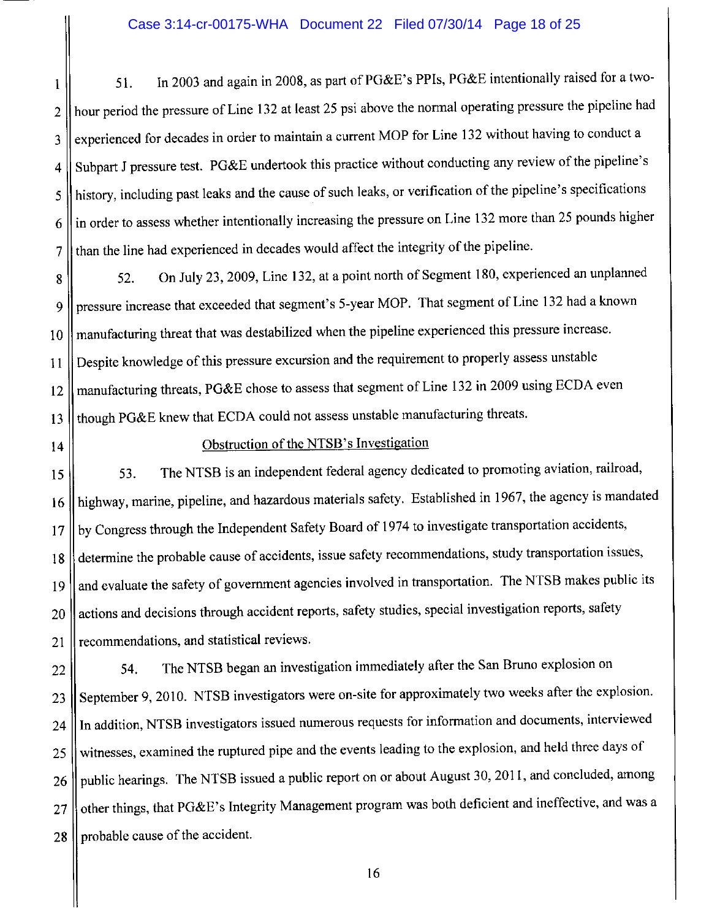51. In 2003 and again in 2008, as part of PG&E's PPIs, PG&E intentionally raised for a two-hour period the pressure of Line 132 at least 25 psi above the normal operating pressure the pipeline had experienced for decades in order to maintain a current MOP for Line 132 without having to conduct a Subpart J pressure test. PG&E undertook this practice without conducting any review of the pipeline's history, including past leaks and the cause of such leaks, or verification of the pipeline's specifications in order to assess whether intentionally increasing the pressure on Line 132 more than 25 pounds higher than the line had experienced in decades would affect the integrity of the pipeline.

52. On July 23, 2009, Line 132, at a point north of Segment 180, experienced an unplanned pressure increase that exceeded that segment's 5-year MOP. That segment of Line 132 had a known manufacturing threat that was destabilized when the pipeline experienced this pressure increase. Despite knowledge of this pressure excursion and the requirement to properly assess unstable manufacturing threats, PG&E chose to assess that segment of Line 132 in 2009 using ECDA even though PG&E knew that ECDA could not assess unstable manufacturing threats.

Obstruction of the NTSB's Investigation

53. The NTSB is an independent federal agency dedicated to promoting aviation, railroad, highway, marine, pipeline, and hazardous materials safety. Established in 1967, the agency is mandated by Congress through the Independent Safety Board of 1974 to investigate transportation accidents, determine the probable cause of accidents, issue safety recommendations, study transportation issues, and evaluate the safety of government agencies involved in transportation. The NTSB makes public its actions and decisions through accident reports, safety studies, special investigation reports, safety recommendations, and statistical reviews.

54. The NTSB began an investigation immediately after the San Bruno explosion on September 9, 2010. NTSB investigators were on-site for approximately two weeks after the explosion. In addition, NTSB investigators issued numerous requests for information and documents, interviewed witnesses, examined the ruptured pipe and the events leading to the explosion, and held three days of public hearings. The NTSB issued a public report on or about August 30, 2011, and concluded, among other things, that PG&E's Integrity Management program was both deficient and ineffective, and was a probable cause of the accident.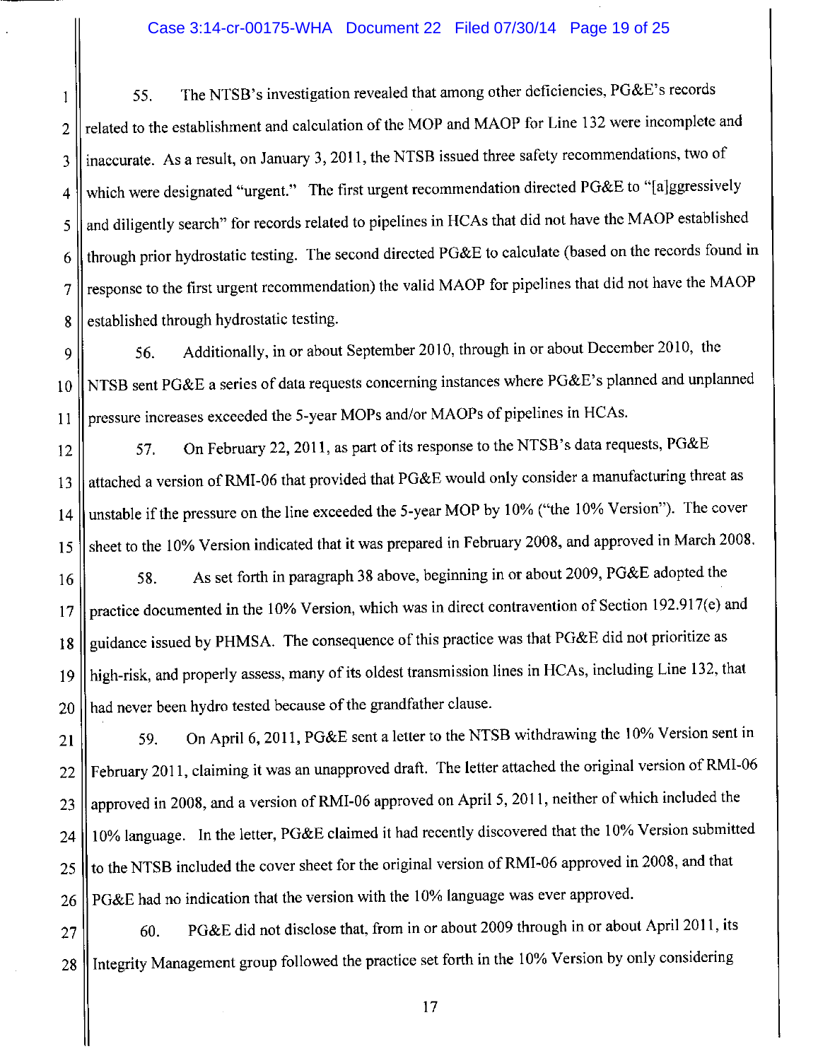55. The NTSB's investigation revealed that among other deficiencies, PG&E's records related to the establishment and calculation of the MOP and MAOP for Line 132 were incomplete and inaccurate. As a result, on January 3, 2011, the NTSB issued three safety recommendations, two of which were designated "urgent." The first urgent recommendation directed PG&E to "[a]ggressively and diligently search" for records related to pipelines in HCAs that did not have the MAOP established through prior hydrostatic testing. The second directed PG&E to calculate (based on the records found in response to the first urgent recommendation) the valid MAOP for pipelines that did not have the MAOP established through hydrostatic testing.

56. Additionally, in or about September 2010, through in or about December 2010, the NTSB sent PG&E a series of data requests concerning instances where PG&E's planned and unplanned pressure increases exceeded the 5-year MOPs and/or MAOPs of pipelines in HCAs.

57. On February 22, 2011, as part of its response to the NTSB's data requests, PG&E attached a version of RMI-06 that provided that PG&E would only consider a manufacturing threat as unstable if the pressure on the line exceeded the 5-year MOP by 10% ("the 10% Version"). The cover sheet to the 10% Version indicated that it was prepared in February 2008, and approved in March 2008.

58. As set forth in paragraph 38 above, beginning in or about 2009, PG&E adopted the practice documented in the 10% Version, which was in direct contravention of Section 192.917(e) and guidance issued by PHMSA. The consequence of this practice was that PG&E did not prioritize as high-risk, and properly assess, many of its oldest transmission lines in HCAs, including Line 132, that had never been hydro tested because of the grandfather clause.

59. On April 6, 2011, PG&E sent a letter to the NTSB withdrawing the 10% Version sent in February 2011, claiming it was an unapproved draft. The letter attached the original version of RMI-06 approved in 2008, and a version of RMI-06 approved on April 5, 2011, neither of which included the 10% language. In the letter, PG&E claimed it had recently discovered that the 10% Version submitted to the NTSB included the cover sheet for the original version of RMI-06 approved in 2008, and that PG&E had no indication that the version with the 10% language was ever approved.

60. PG&E did not disclose that, from in or about 2009 through in or about April 2011, its Integrity Management group followed the practice set forth in the 10% Version by only considering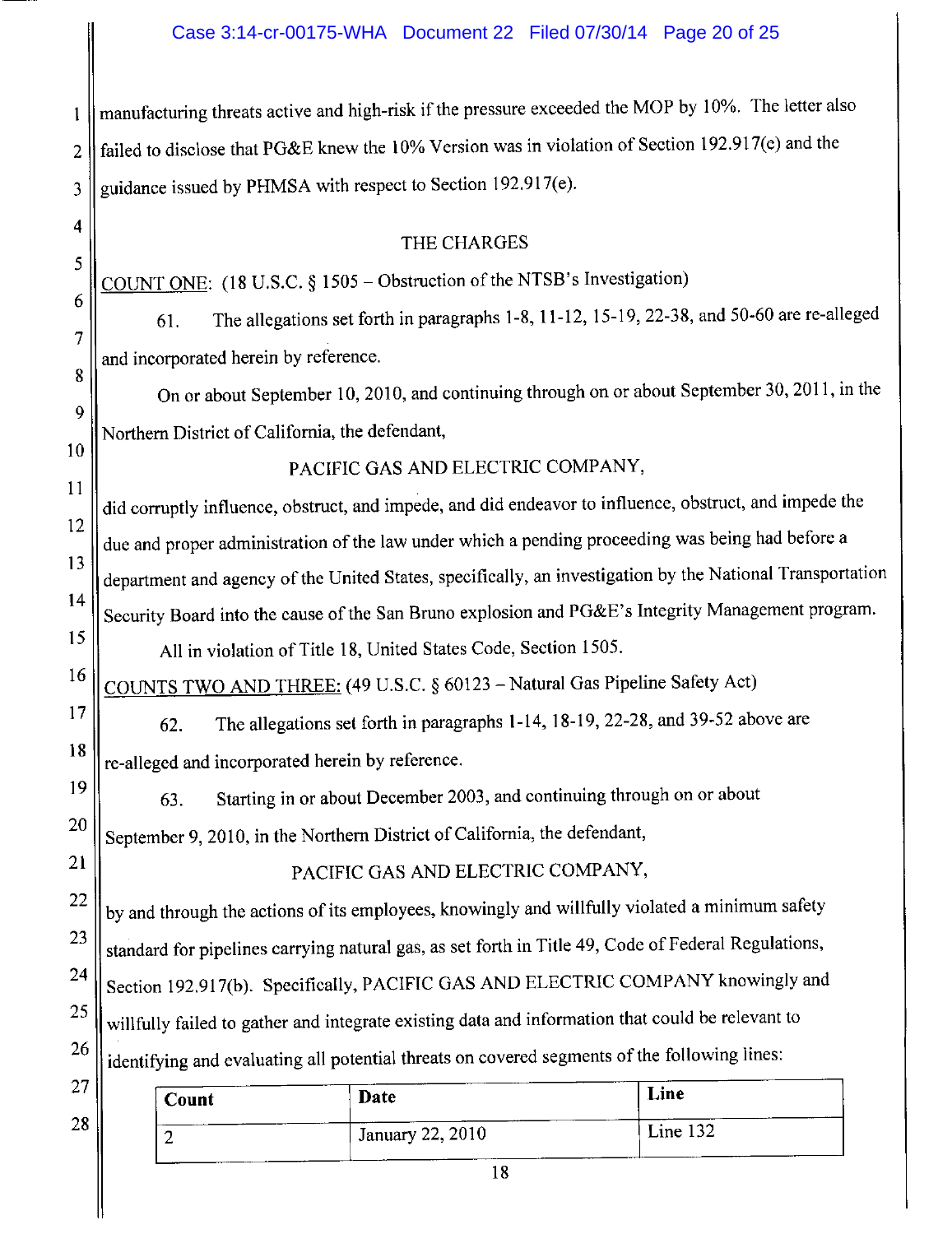manufacturing threats active and high-risk if the pressure exceeded the MOP by 10%. The letter also failed to disclose that PG&E knew the 10% Version was in violation of Section 192.917(e) and the guidance issued by PHMSA with respect to Section 192.917(e).

## THE CHARGES

COUNT ONE: (18 U.S.C. § 1505 – Obstruction of the NTSB's Investigation)

61. The allegations set forth in paragraphs 1-8, 11-12, 15-19, 22-38, and 50-60 are re-alleged and incorporated herein by reference.

On or about September 10, 2010, and continuing through on or about September 30, 2011, in the Northern District of California, the defendant,

PACIFIC GAS AND ELECTRIC COMPANY,

did corruptly influence, obstruct, and impede, and did endeavor to influence, obstruct, and impede the due and proper administration of the law under which a pending proceeding was being had before a department and agency of the United States, specifically, an investigation by the National Transportation Security Board into the cause of the San Bruno explosion and PG&E's Integrity Management program.

All in violation of Title 18, United States Code, Section 1505.

COUNTS TWO AND THREE: (49 U.S.C. § 60123 – Natural Gas Pipeline Safety Act)

62. The allegations set forth in paragraphs 1-14, 18-19, 22-28, and 39-52 above are re-alleged and incorporated herein by reference.

63. Starting in or about December 2003, and continuing through on or about September 9, 2010, in the Northern District of California, the defendant,

PACIFIC GAS AND ELECTRIC COMPANY,

by and through the actions of its employees, knowingly and willfully violated a minimum safety standard for pipelines carrying natural gas, as set forth in Title 49, Code of Federal Regulations, Section 192.917(b). Specifically, PACIFIC GAS AND ELECTRIC COMPANY knowingly and willfully failed to gather and integrate existing data and information that could be relevant to identifying and evaluating all potential threats on covered segments of the following lines:

| Count | Date | Line |
|---|---|---|
| 2 | January 22, 2010 | Line 132 |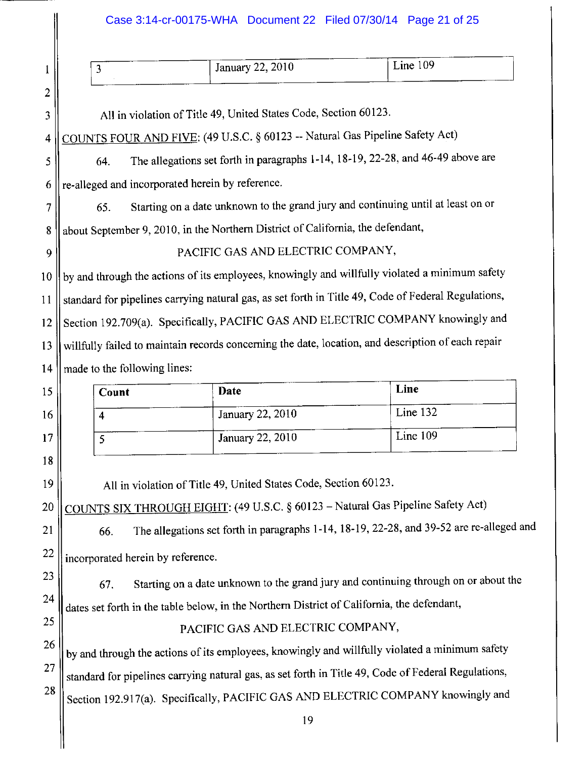| 3 | January 22, 2010 | Line 109 |
|---|---|---|

All in violation of Title 49, United States Code, Section 60123.

COUNTS FOUR AND FIVE: (49 U.S.C. § 60123 -- Natural Gas Pipeline Safety Act)

64. The allegations set forth in paragraphs 1-14, 18-19, 22-28, and 46-49 above are re-alleged and incorporated herein by reference.

65. Starting on a date unknown to the grand jury and continuing until at least on or about September 9, 2010, in the Northern District of California, the defendant,

PACIFIC GAS AND ELECTRIC COMPANY,

by and through the actions of its employees, knowingly and willfully violated a minimum safety standard for pipelines carrying natural gas, as set forth in Title 49, Code of Federal Regulations, Section 192.709(a). Specifically, PACIFIC GAS AND ELECTRIC COMPANY knowingly and willfully failed to maintain records concerning the date, location, and description of each repair made to the following lines:

| **Count** | **Date** | **Line** |
|---|---|---|
| 4 | January 22, 2010 | Line 132 |
| 5 | January 22, 2010 | Line 109 |

All in violation of Title 49, United States Code, Section 60123.

COUNTS SIX THROUGH EIGHT: (49 U.S.C. § 60123 – Natural Gas Pipeline Safety Act)

66. The allegations set forth in paragraphs 1-14, 18-19, 22-28, and 39-52 are re-alleged and incorporated herein by reference.

67. Starting on a date unknown to the grand jury and continuing through on or about the dates set forth in the table below, in the Northern District of California, the defendant,

PACIFIC GAS AND ELECTRIC COMPANY,

by and through the actions of its employees, knowingly and willfully violated a minimum safety standard for pipelines carrying natural gas, as set forth in Title 49, Code of Federal Regulations, Section 192.917(a). Specifically, PACIFIC GAS AND ELECTRIC COMPANY knowingly and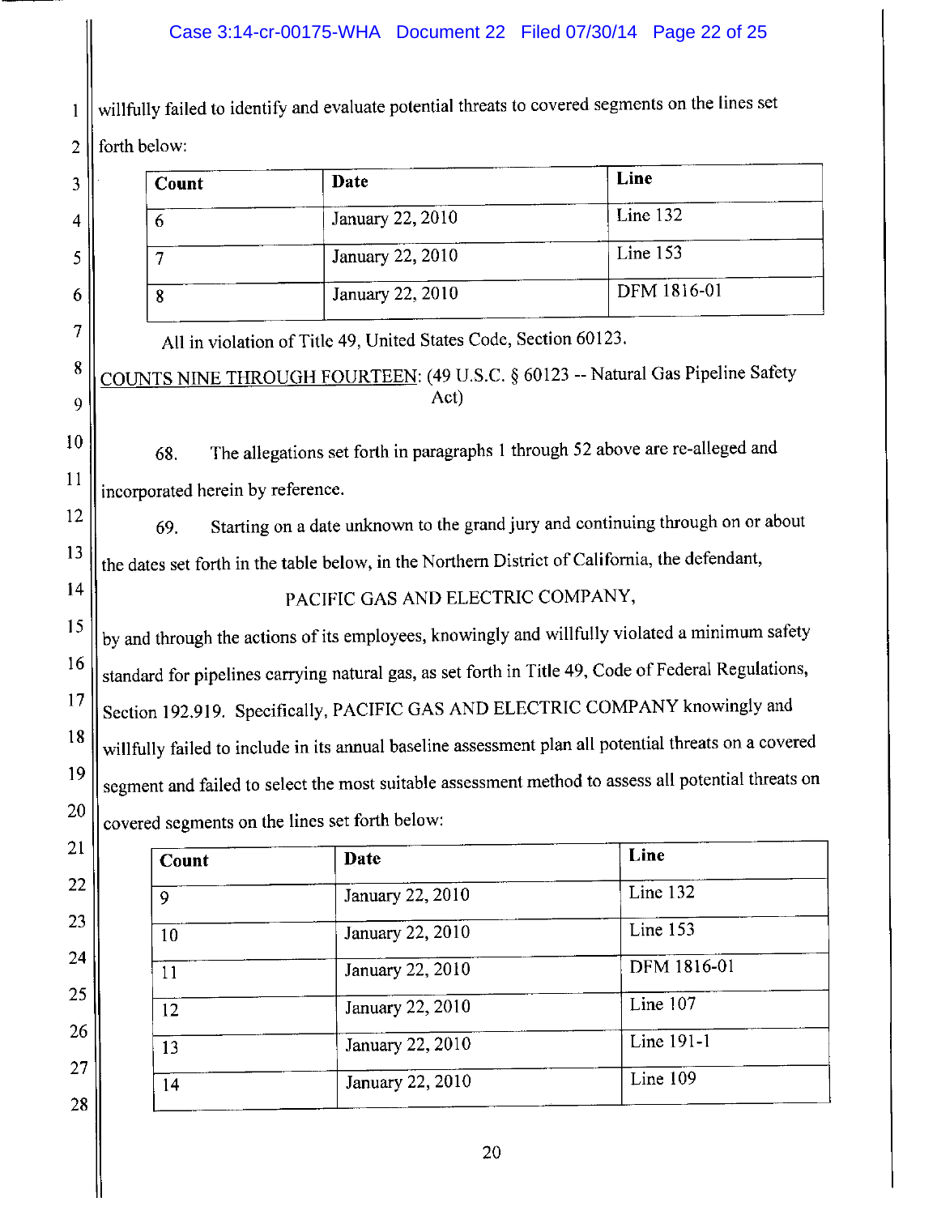willfully failed to identify and evaluate potential threats to covered segments on the lines set forth below:

| Count | Date | Line |
|---|---|---|
| 6 | January 22, 2010 | Line 132 |
| 7 | January 22, 2010 | Line 153 |
| 8 | January 22, 2010 | DFM 1816-01 |

All in violation of Title 49, United States Code, Section 60123.

COUNTS NINE THROUGH FOURTEEN: (49 U.S.C. § 60123 -- Natural Gas Pipeline Safety Act)

68. The allegations set forth in paragraphs 1 through 52 above are re-alleged and incorporated herein by reference.

69. Starting on a date unknown to the grand jury and continuing through on or about the dates set forth in the table below, in the Northern District of California, the defendant,

PACIFIC GAS AND ELECTRIC COMPANY,

by and through the actions of its employees, knowingly and willfully violated a minimum safety standard for pipelines carrying natural gas, as set forth in Title 49, Code of Federal Regulations, Section 192.919. Specifically, PACIFIC GAS AND ELECTRIC COMPANY knowingly and willfully failed to include in its annual baseline assessment plan all potential threats on a covered segment and failed to select the most suitable assessment method to assess all potential threats on covered segments on the lines set forth below:

| Count | Date | Line |
|---|---|---|
| 9 | January 22, 2010 | Line 132 |
| 10 | January 22, 2010 | Line 153 |
| 11 | January 22, 2010 | DFM 1816-01 |
| 12 | January 22, 2010 | Line 107 |
| 13 | January 22, 2010 | Line 191-1 |
| 14 | January 22, 2010 | Line 109 |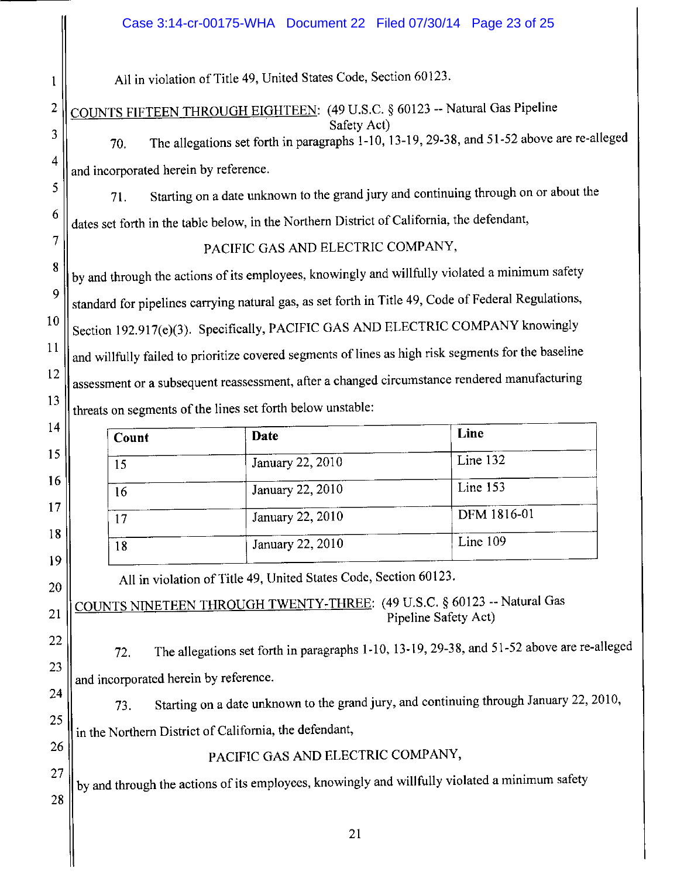All in violation of Title 49, United States Code, Section 60123.

COUNTS FIFTEEN THROUGH EIGHTEEN: (49 U.S.C. § 60123 -- Natural Gas Pipeline Safety Act)

70. The allegations set forth in paragraphs 1-10, 13-19, 29-38, and 51-52 above are re-alleged and incorporated herein by reference.

71. Starting on a date unknown to the grand jury and continuing through on or about the dates set forth in the table below, in the Northern District of California, the defendant,

PACIFIC GAS AND ELECTRIC COMPANY,

by and through the actions of its employees, knowingly and willfully violated a minimum safety standard for pipelines carrying natural gas, as set forth in Title 49, Code of Federal Regulations, Section 192.917(e)(3). Specifically, PACIFIC GAS AND ELECTRIC COMPANY knowingly and willfully failed to prioritize covered segments of lines as high risk segments for the baseline assessment or a subsequent reassessment, after a changed circumstance rendered manufacturing threats on segments of the lines set forth below unstable:

| Count | Date | Line |
|---|---|---|
| 15 | January 22, 2010 | Line 132 |
| 16 | January 22, 2010 | Line 153 |
| 17 | January 22, 2010 | DFM 1816-01 |
| 18 | January 22, 2010 | Line 109 |

All in violation of Title 49, United States Code, Section 60123.

COUNTS NINETEEN THROUGH TWENTY-THREE: (49 U.S.C. § 60123 -- Natural Gas Pipeline Safety Act)

72. The allegations set forth in paragraphs 1-10, 13-19, 29-38, and 51-52 above are re-alleged and incorporated herein by reference.

73. Starting on a date unknown to the grand jury, and continuing through January 22, 2010, in the Northern District of California, the defendant,

PACIFIC GAS AND ELECTRIC COMPANY,

by and through the actions of its employees, knowingly and willfully violated a minimum safety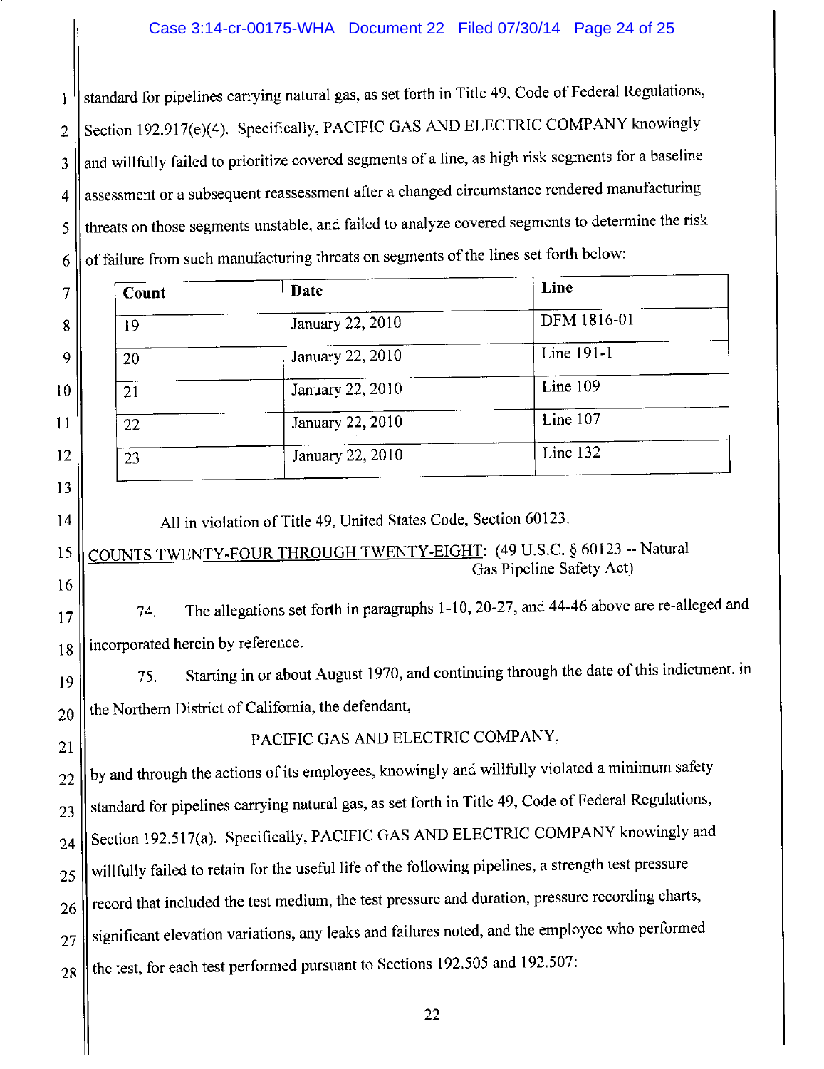standard for pipelines carrying natural gas, as set forth in Title 49, Code of Federal Regulations, Section 192.917(e)(4). Specifically, PACIFIC GAS AND ELECTRIC COMPANY knowingly and willfully failed to prioritize covered segments of a line, as high risk segments for a baseline assessment or a subsequent reassessment after a changed circumstance rendered manufacturing threats on those segments unstable, and failed to analyze covered segments to determine the risk of failure from such manufacturing threats on segments of the lines set forth below:

| Count | Date | Line |
|---|---|---|
| 19 | January 22, 2010 | DFM 1816-01 |
| 20 | January 22, 2010 | Line 191-1 |
| 21 | January 22, 2010 | Line 109 |
| 22 | January 22, 2010 | Line 107 |
| 23 | January 22, 2010 | Line 132 |

All in violation of Title 49, United States Code, Section 60123.

COUNTS TWENTY-FOUR THROUGH TWENTY-EIGHT: (49 U.S.C. § 60123 -- Natural Gas Pipeline Safety Act)

74. The allegations set forth in paragraphs 1-10, 20-27, and 44-46 above are re-alleged and incorporated herein by reference.

75. Starting in or about August 1970, and continuing through the date of this indictment, in the Northern District of California, the defendant,

PACIFIC GAS AND ELECTRIC COMPANY,

by and through the actions of its employees, knowingly and willfully violated a minimum safety standard for pipelines carrying natural gas, as set forth in Title 49, Code of Federal Regulations, Section 192.517(a). Specifically, PACIFIC GAS AND ELECTRIC COMPANY knowingly and willfully failed to retain for the useful life of the following pipelines, a strength test pressure record that included the test medium, the test pressure and duration, pressure recording charts, significant elevation variations, any leaks and failures noted, and the employee who performed the test, for each test performed pursuant to Sections 192.505 and 192.507: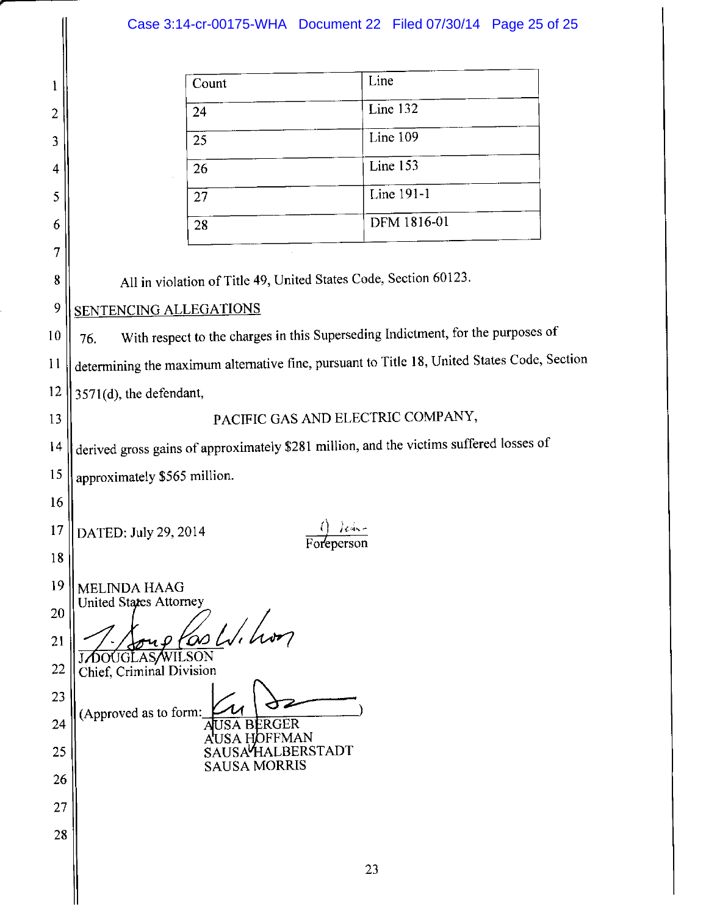| Count | Line |
|---|---|
| 24 | Line 132 |
| 25 | Line 109 |
| 26 | Line 153 |
| 27 | Line 191-1 |
| 28 | DFM 1816-01 |

All in violation of Title 49, United States Code, Section 60123.

## SENTENCING ALLEGATIONS

76. With respect to the charges in this Superseding Indictment, for the purposes of determining the maximum alternative fine, pursuant to Title 18, United States Code, Section 3571(d), the defendant,

PACIFIC GAS AND ELECTRIC COMPANY,

derived gross gains of approximately $281 million, and the victims suffered losses of approximately $565 million.

DATED: July 29, 2014

Foreperson

MELINDA HAAG
United States Attorney

J. DOUGLAS WILSON
Chief, Criminal Division

(Approved as to form: )
AUSA BERGER
AUSA HOFFMAN
SAUSA HALBERSTADT
SAUSA MORRIS